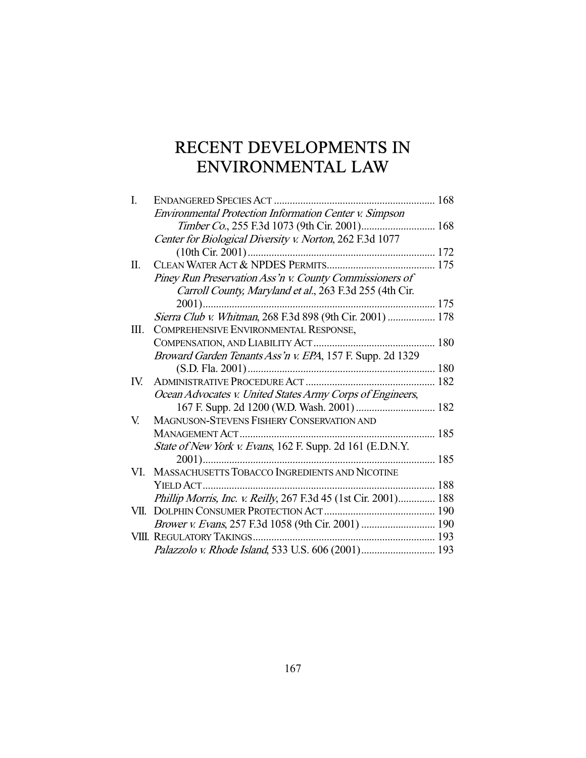# RECENT DEVELOPMENTS IN ENVIRONMENTAL LAW

I. ENDANGERED SPECIES ACT ............................................................ 168
  *Environmental Protection Information Center v. Simpson Timber Co.*, 255 F.3d 1073 (9th Cir. 2001)............................ 168
  *Center for Biological Diversity v. Norton*, 262 F.3d 1077 (10th Cir. 2001)....................................................................... 172

II. CLEAN WATER ACT & NPDES PERMITS......................................... 175
  *Piney Run Preservation Ass'n v. County Commissioners of Carroll County, Maryland et al.*, 263 F.3d 255 (4th Cir. 2001)........................................................................................ 175
  *Sierra Club v. Whitman*, 268 F.3d 898 (9th Cir. 2001) .................. 178

III. COMPREHENSIVE ENVIRONMENTAL RESPONSE, COMPENSATION, AND LIABILITY ACT.............................................. 180
  *Broward Garden Tenants Ass'n v. EPA*, 157 F. Supp. 2d 1329 (S.D. Fla. 2001)....................................................................... 180

IV. ADMINISTRATIVE PROCEDURE ACT ................................................ 182
  *Ocean Advocates v. United States Army Corps of Engineers*, 167 F. Supp. 2d 1200 (W.D. Wash. 2001) .............................. 182

V. MAGNUSON-STEVENS FISHERY CONSERVATION AND MANAGEMENT ACT......................................................................... 185
  *State of New York v. Evans*, 162 F. Supp. 2d 161 (E.D.N.Y. 2001)........................................................................................ 185

VI. MASSACHUSETTS TOBACCO INGREDIENTS AND NICOTINE YIELD ACT........................................................................................ 188
  *Phillip Morris, Inc. v. Reilly*, 267 F.3d 45 (1st Cir. 2001).............. 188

VII. DOLPHIN CONSUMER PROTECTION ACT.......................................... 190
  *Brower v. Evans*, 257 F.3d 1058 (9th Cir. 2001) ............................ 190

VIII. REGULATORY TAKINGS.................................................................... 193
  *Palazzolo v. Rhode Island*, 533 U.S. 606 (2001)............................ 193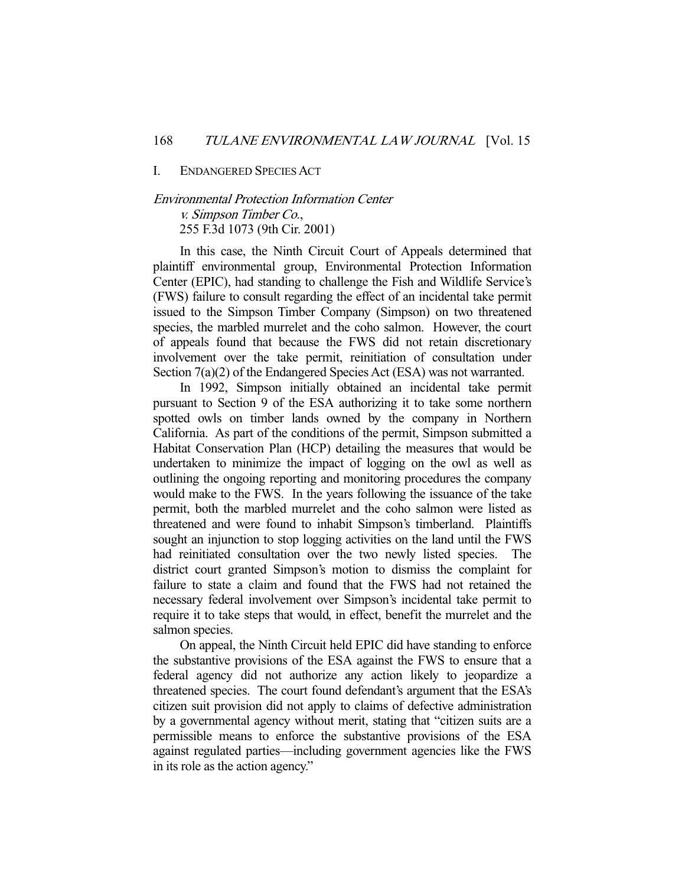## I. ENDANGERED SPECIES ACT

### *Environmental Protection Information Center v. Simpson Timber Co.*, 255 F.3d 1073 (9th Cir. 2001)

In this case, the Ninth Circuit Court of Appeals determined that plaintiff environmental group, Environmental Protection Information Center (EPIC), had standing to challenge the Fish and Wildlife Service's (FWS) failure to consult regarding the effect of an incidental take permit issued to the Simpson Timber Company (Simpson) on two threatened species, the marbled murrelet and the coho salmon. However, the court of appeals found that because the FWS did not retain discretionary involvement over the take permit, reinitiation of consultation under Section 7(a)(2) of the Endangered Species Act (ESA) was not warranted.

In 1992, Simpson initially obtained an incidental take permit pursuant to Section 9 of the ESA authorizing it to take some northern spotted owls on timber lands owned by the company in Northern California. As part of the conditions of the permit, Simpson submitted a Habitat Conservation Plan (HCP) detailing the measures that would be undertaken to minimize the impact of logging on the owl as well as outlining the ongoing reporting and monitoring procedures the company would make to the FWS. In the years following the issuance of the take permit, both the marbled murrelet and the coho salmon were listed as threatened and were found to inhabit Simpson's timberland. Plaintiffs sought an injunction to stop logging activities on the land until the FWS had reinitiated consultation over the two newly listed species. The district court granted Simpson's motion to dismiss the complaint for failure to state a claim and found that the FWS had not retained the necessary federal involvement over Simpson's incidental take permit to require it to take steps that would, in effect, benefit the murrelet and the salmon species.

On appeal, the Ninth Circuit held EPIC did have standing to enforce the substantive provisions of the ESA against the FWS to ensure that a federal agency did not authorize any action likely to jeopardize a threatened species. The court found defendant's argument that the ESA's citizen suit provision did not apply to claims of defective administration by a governmental agency without merit, stating that "citizen suits are a permissible means to enforce the substantive provisions of the ESA against regulated parties—including government agencies like the FWS in its role as the action agency."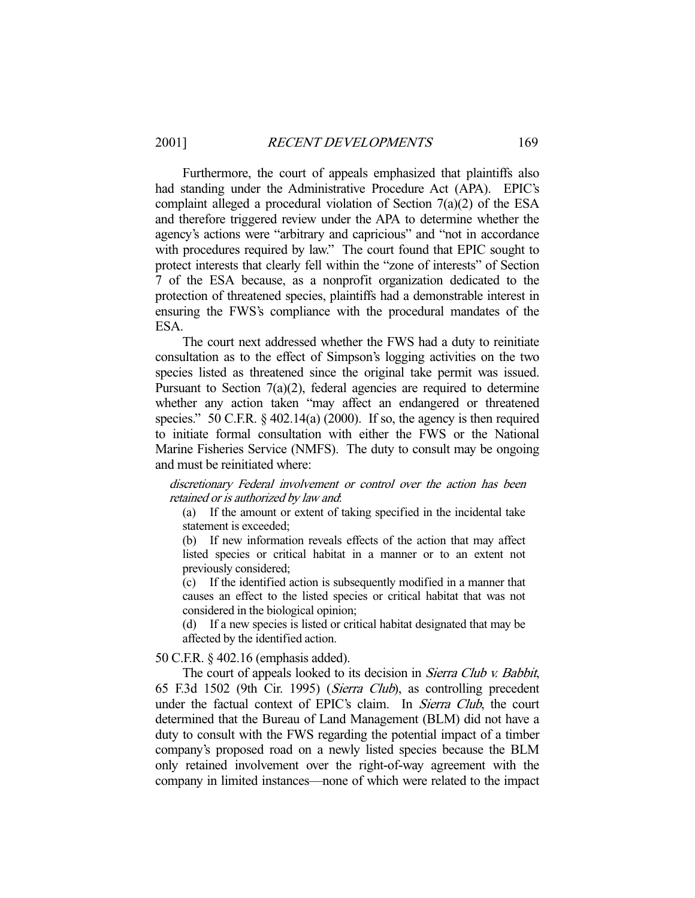Furthermore, the court of appeals emphasized that plaintiffs also had standing under the Administrative Procedure Act (APA). EPIC's complaint alleged a procedural violation of Section 7(a)(2) of the ESA and therefore triggered review under the APA to determine whether the agency's actions were "arbitrary and capricious" and "not in accordance with procedures required by law." The court found that EPIC sought to protect interests that clearly fell within the "zone of interests" of Section 7 of the ESA because, as a nonprofit organization dedicated to the protection of threatened species, plaintiffs had a demonstrable interest in ensuring the FWS's compliance with the procedural mandates of the ESA.

The court next addressed whether the FWS had a duty to reinitiate consultation as to the effect of Simpson's logging activities on the two species listed as threatened since the original take permit was issued. Pursuant to Section 7(a)(2), federal agencies are required to determine whether any action taken "may affect an endangered or threatened species." 50 C.F.R. § 402.14(a) (2000). If so, the agency is then required to initiate formal consultation with either the FWS or the National Marine Fisheries Service (NMFS). The duty to consult may be ongoing and must be reinitiated where:

> *discretionary Federal involvement or control over the action has been retained or is authorized by law and*:
>
> (a) If the amount or extent of taking specified in the incidental take statement is exceeded;
>
> (b) If new information reveals effects of the action that may affect listed species or critical habitat in a manner or to an extent not previously considered;
>
> (c) If the identified action is subsequently modified in a manner that causes an effect to the listed species or critical habitat that was not considered in the biological opinion;
>
> (d) If a new species is listed or critical habitat designated that may be affected by the identified action.

50 C.F.R. § 402.16 (emphasis added).

The court of appeals looked to its decision in *Sierra Club v. Babbit*, 65 F.3d 1502 (9th Cir. 1995) (*Sierra Club*), as controlling precedent under the factual context of EPIC's claim. In *Sierra Club*, the court determined that the Bureau of Land Management (BLM) did not have a duty to consult with the FWS regarding the potential impact of a timber company's proposed road on a newly listed species because the BLM only retained involvement over the right-of-way agreement with the company in limited instances—none of which were related to the impact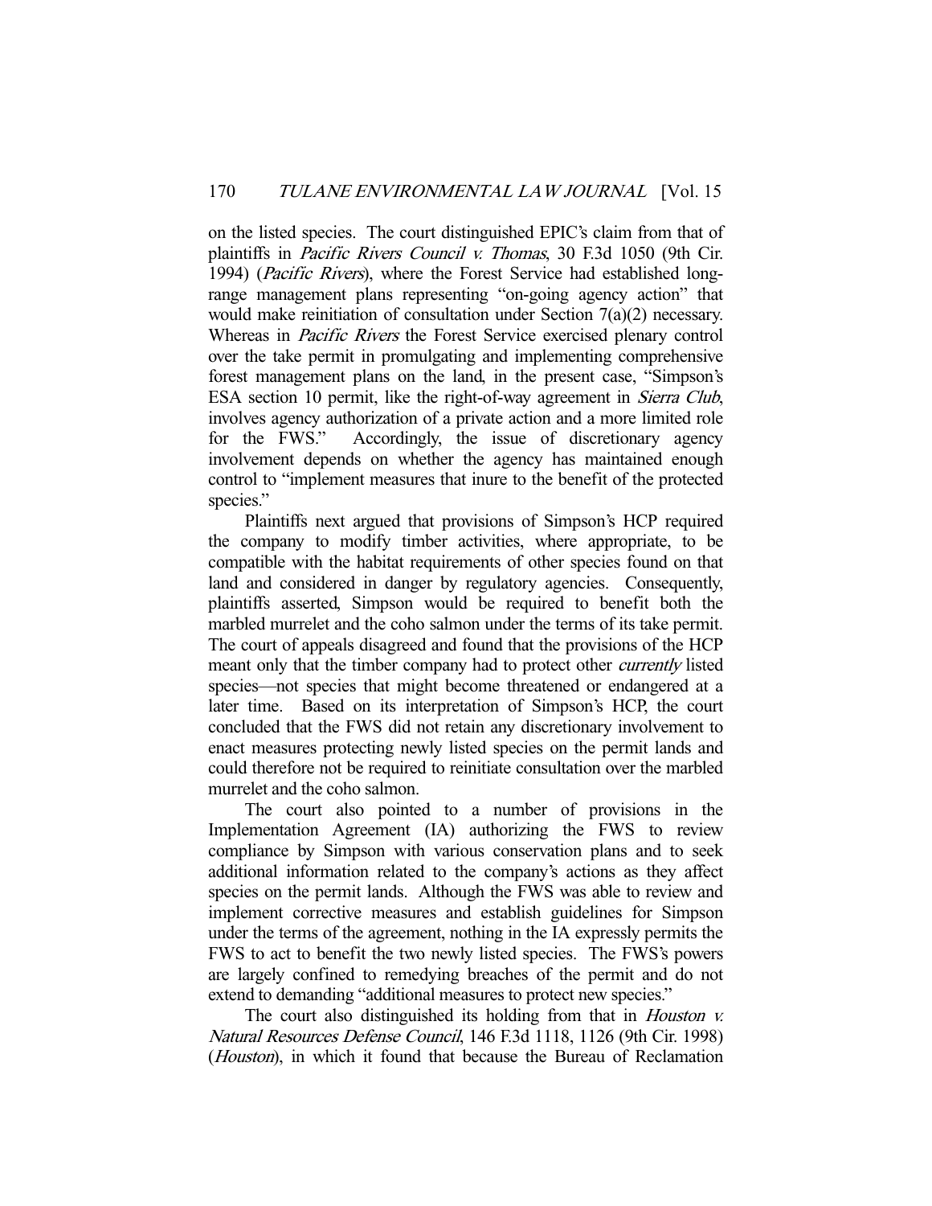on the listed species. The court distinguished EPIC's claim from that of plaintiffs in *Pacific Rivers Council v. Thomas*, 30 F.3d 1050 (9th Cir. 1994) (*Pacific Rivers*), where the Forest Service had established long-range management plans representing "on-going agency action" that would make reinitiation of consultation under Section 7(a)(2) necessary. Whereas in *Pacific Rivers* the Forest Service exercised plenary control over the take permit in promulgating and implementing comprehensive forest management plans on the land, in the present case, "Simpson's ESA section 10 permit, like the right-of-way agreement in *Sierra Club*, involves agency authorization of a private action and a more limited role for the FWS." Accordingly, the issue of discretionary agency involvement depends on whether the agency has maintained enough control to "implement measures that inure to the benefit of the protected species."

Plaintiffs next argued that provisions of Simpson's HCP required the company to modify timber activities, where appropriate, to be compatible with the habitat requirements of other species found on that land and considered in danger by regulatory agencies. Consequently, plaintiffs asserted, Simpson would be required to benefit both the marbled murrelet and the coho salmon under the terms of its take permit. The court of appeals disagreed and found that the provisions of the HCP meant only that the timber company had to protect other *currently* listed species—not species that might become threatened or endangered at a later time. Based on its interpretation of Simpson's HCP, the court concluded that the FWS did not retain any discretionary involvement to enact measures protecting newly listed species on the permit lands and could therefore not be required to reinitiate consultation over the marbled murrelet and the coho salmon.

The court also pointed to a number of provisions in the Implementation Agreement (IA) authorizing the FWS to review compliance by Simpson with various conservation plans and to seek additional information related to the company's actions as they affect species on the permit lands. Although the FWS was able to review and implement corrective measures and establish guidelines for Simpson under the terms of the agreement, nothing in the IA expressly permits the FWS to act to benefit the two newly listed species. The FWS's powers are largely confined to remedying breaches of the permit and do not extend to demanding "additional measures to protect new species."

The court also distinguished its holding from that in *Houston v. Natural Resources Defense Council*, 146 F.3d 1118, 1126 (9th Cir. 1998) (*Houston*), in which it found that because the Bureau of Reclamation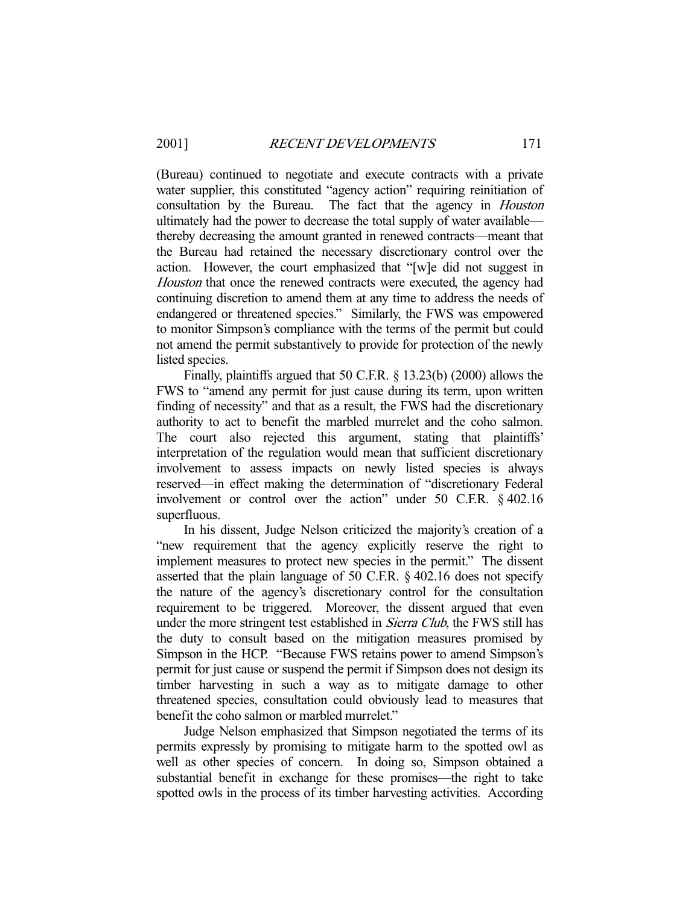(Bureau) continued to negotiate and execute contracts with a private water supplier, this constituted "agency action" requiring reinitiation of consultation by the Bureau. The fact that the agency in *Houston* ultimately had the power to decrease the total supply of water available—thereby decreasing the amount granted in renewed contracts—meant that the Bureau had retained the necessary discretionary control over the action. However, the court emphasized that "[w]e did not suggest in *Houston* that once the renewed contracts were executed, the agency had continuing discretion to amend them at any time to address the needs of endangered or threatened species." Similarly, the FWS was empowered to monitor Simpson's compliance with the terms of the permit but could not amend the permit substantively to provide for protection of the newly listed species.

Finally, plaintiffs argued that 50 C.F.R. § 13.23(b) (2000) allows the FWS to "amend any permit for just cause during its term, upon written finding of necessity" and that as a result, the FWS had the discretionary authority to act to benefit the marbled murrelet and the coho salmon. The court also rejected this argument, stating that plaintiffs' interpretation of the regulation would mean that sufficient discretionary involvement to assess impacts on newly listed species is always reserved—in effect making the determination of "discretionary Federal involvement or control over the action" under 50 C.F.R. § 402.16 superfluous.

In his dissent, Judge Nelson criticized the majority's creation of a "new requirement that the agency explicitly reserve the right to implement measures to protect new species in the permit." The dissent asserted that the plain language of 50 C.F.R. § 402.16 does not specify the nature of the agency's discretionary control for the consultation requirement to be triggered. Moreover, the dissent argued that even under the more stringent test established in *Sierra Club*, the FWS still has the duty to consult based on the mitigation measures promised by Simpson in the HCP. "Because FWS retains power to amend Simpson's permit for just cause or suspend the permit if Simpson does not design its timber harvesting in such a way as to mitigate damage to other threatened species, consultation could obviously lead to measures that benefit the coho salmon or marbled murrelet."

Judge Nelson emphasized that Simpson negotiated the terms of its permits expressly by promising to mitigate harm to the spotted owl as well as other species of concern. In doing so, Simpson obtained a substantial benefit in exchange for these promises—the right to take spotted owls in the process of its timber harvesting activities. According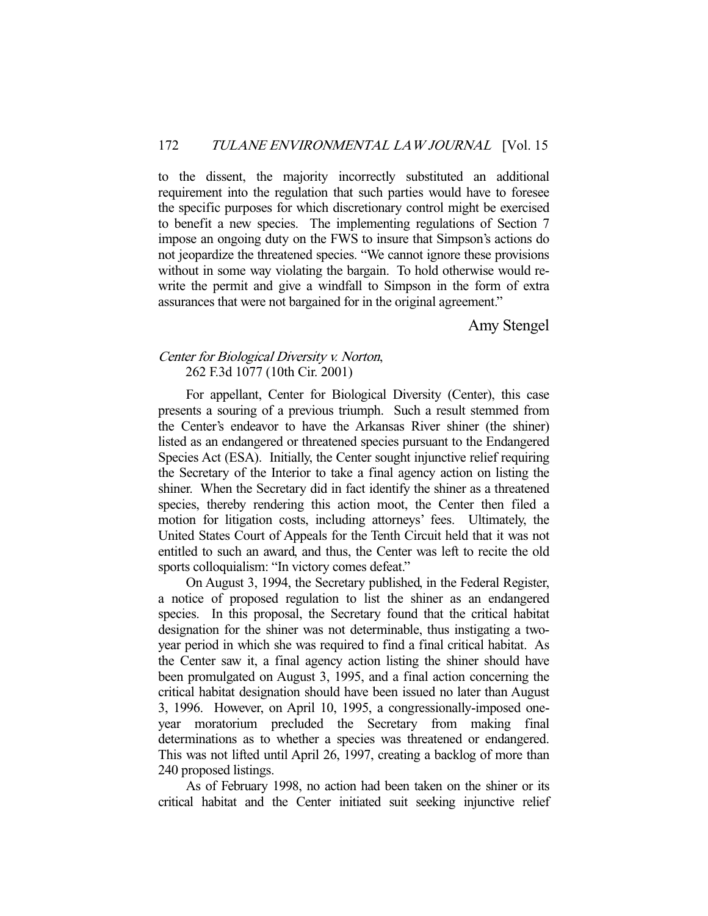to the dissent, the majority incorrectly substituted an additional requirement into the regulation that such parties would have to foresee the specific purposes for which discretionary control might be exercised to benefit a new species. The implementing regulations of Section 7 impose an ongoing duty on the FWS to insure that Simpson's actions do not jeopardize the threatened species. "We cannot ignore these provisions without in some way violating the bargain. To hold otherwise would re-write the permit and give a windfall to Simpson in the form of extra assurances that were not bargained for in the original agreement."

Amy Stengel

*Center for Biological Diversity v. Norton*, 262 F.3d 1077 (10th Cir. 2001)

For appellant, Center for Biological Diversity (Center), this case presents a souring of a previous triumph. Such a result stemmed from the Center's endeavor to have the Arkansas River shiner (the shiner) listed as an endangered or threatened species pursuant to the Endangered Species Act (ESA). Initially, the Center sought injunctive relief requiring the Secretary of the Interior to take a final agency action on listing the shiner. When the Secretary did in fact identify the shiner as a threatened species, thereby rendering this action moot, the Center then filed a motion for litigation costs, including attorneys' fees. Ultimately, the United States Court of Appeals for the Tenth Circuit held that it was not entitled to such an award, and thus, the Center was left to recite the old sports colloquialism: "In victory comes defeat."

On August 3, 1994, the Secretary published, in the Federal Register, a notice of proposed regulation to list the shiner as an endangered species. In this proposal, the Secretary found that the critical habitat designation for the shiner was not determinable, thus instigating a two-year period in which she was required to find a final critical habitat. As the Center saw it, a final agency action listing the shiner should have been promulgated on August 3, 1995, and a final action concerning the critical habitat designation should have been issued no later than August 3, 1996. However, on April 10, 1995, a congressionally-imposed one-year moratorium precluded the Secretary from making final determinations as to whether a species was threatened or endangered. This was not lifted until April 26, 1997, creating a backlog of more than 240 proposed listings.

As of February 1998, no action had been taken on the shiner or its critical habitat and the Center initiated suit seeking injunctive relief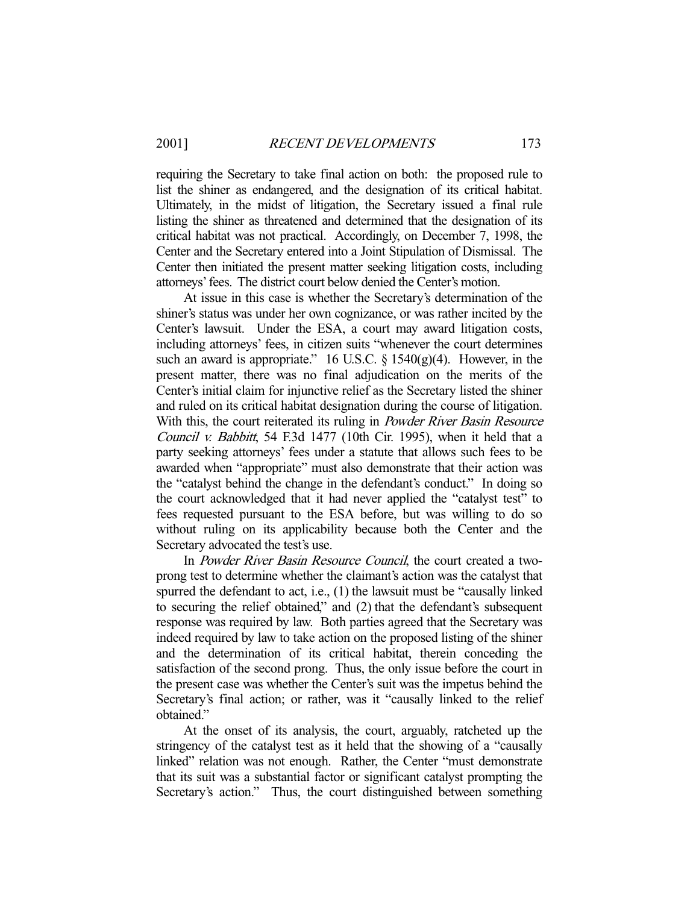requiring the Secretary to take final action on both: the proposed rule to list the shiner as endangered, and the designation of its critical habitat. Ultimately, in the midst of litigation, the Secretary issued a final rule listing the shiner as threatened and determined that the designation of its critical habitat was not practical. Accordingly, on December 7, 1998, the Center and the Secretary entered into a Joint Stipulation of Dismissal. The Center then initiated the present matter seeking litigation costs, including attorneys' fees. The district court below denied the Center's motion.

At issue in this case is whether the Secretary's determination of the shiner's status was under her own cognizance, or was rather incited by the Center's lawsuit. Under the ESA, a court may award litigation costs, including attorneys' fees, in citizen suits "whenever the court determines such an award is appropriate." 16 U.S.C. § 1540(g)(4). However, in the present matter, there was no final adjudication on the merits of the Center's initial claim for injunctive relief as the Secretary listed the shiner and ruled on its critical habitat designation during the course of litigation. With this, the court reiterated its ruling in *Powder River Basin Resource Council v. Babbitt*, 54 F.3d 1477 (10th Cir. 1995), when it held that a party seeking attorneys' fees under a statute that allows such fees to be awarded when "appropriate" must also demonstrate that their action was the "catalyst behind the change in the defendant's conduct." In doing so the court acknowledged that it had never applied the "catalyst test" to fees requested pursuant to the ESA before, but was willing to do so without ruling on its applicability because both the Center and the Secretary advocated the test's use.

In *Powder River Basin Resource Council*, the court created a two-prong test to determine whether the claimant's action was the catalyst that spurred the defendant to act, i.e., (1) the lawsuit must be "causally linked to securing the relief obtained," and (2) that the defendant's subsequent response was required by law. Both parties agreed that the Secretary was indeed required by law to take action on the proposed listing of the shiner and the determination of its critical habitat, therein conceding the satisfaction of the second prong. Thus, the only issue before the court in the present case was whether the Center's suit was the impetus behind the Secretary's final action; or rather, was it "causally linked to the relief obtained."

At the onset of its analysis, the court, arguably, ratcheted up the stringency of the catalyst test as it held that the showing of a "causally linked" relation was not enough. Rather, the Center "must demonstrate that its suit was a substantial factor or significant catalyst prompting the Secretary's action." Thus, the court distinguished between something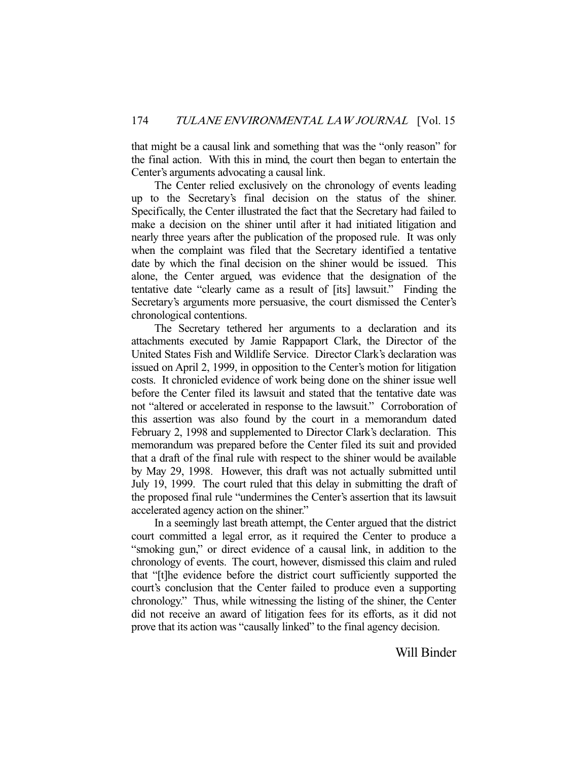that might be a causal link and something that was the "only reason" for the final action. With this in mind, the court then began to entertain the Center's arguments advocating a causal link.

The Center relied exclusively on the chronology of events leading up to the Secretary's final decision on the status of the shiner. Specifically, the Center illustrated the fact that the Secretary had failed to make a decision on the shiner until after it had initiated litigation and nearly three years after the publication of the proposed rule. It was only when the complaint was filed that the Secretary identified a tentative date by which the final decision on the shiner would be issued. This alone, the Center argued, was evidence that the designation of the tentative date "clearly came as a result of [its] lawsuit." Finding the Secretary's arguments more persuasive, the court dismissed the Center's chronological contentions.

The Secretary tethered her arguments to a declaration and its attachments executed by Jamie Rappaport Clark, the Director of the United States Fish and Wildlife Service. Director Clark's declaration was issued on April 2, 1999, in opposition to the Center's motion for litigation costs. It chronicled evidence of work being done on the shiner issue well before the Center filed its lawsuit and stated that the tentative date was not "altered or accelerated in response to the lawsuit." Corroboration of this assertion was also found by the court in a memorandum dated February 2, 1998 and supplemented to Director Clark's declaration. This memorandum was prepared before the Center filed its suit and provided that a draft of the final rule with respect to the shiner would be available by May 29, 1998. However, this draft was not actually submitted until July 19, 1999. The court ruled that this delay in submitting the draft of the proposed final rule "undermines the Center's assertion that its lawsuit accelerated agency action on the shiner."

In a seemingly last breath attempt, the Center argued that the district court committed a legal error, as it required the Center to produce a "smoking gun," or direct evidence of a causal link, in addition to the chronology of events. The court, however, dismissed this claim and ruled that "[t]he evidence before the district court sufficiently supported the court's conclusion that the Center failed to produce even a supporting chronology." Thus, while witnessing the listing of the shiner, the Center did not receive an award of litigation fees for its efforts, as it did not prove that its action was "causally linked" to the final agency decision.

Will Binder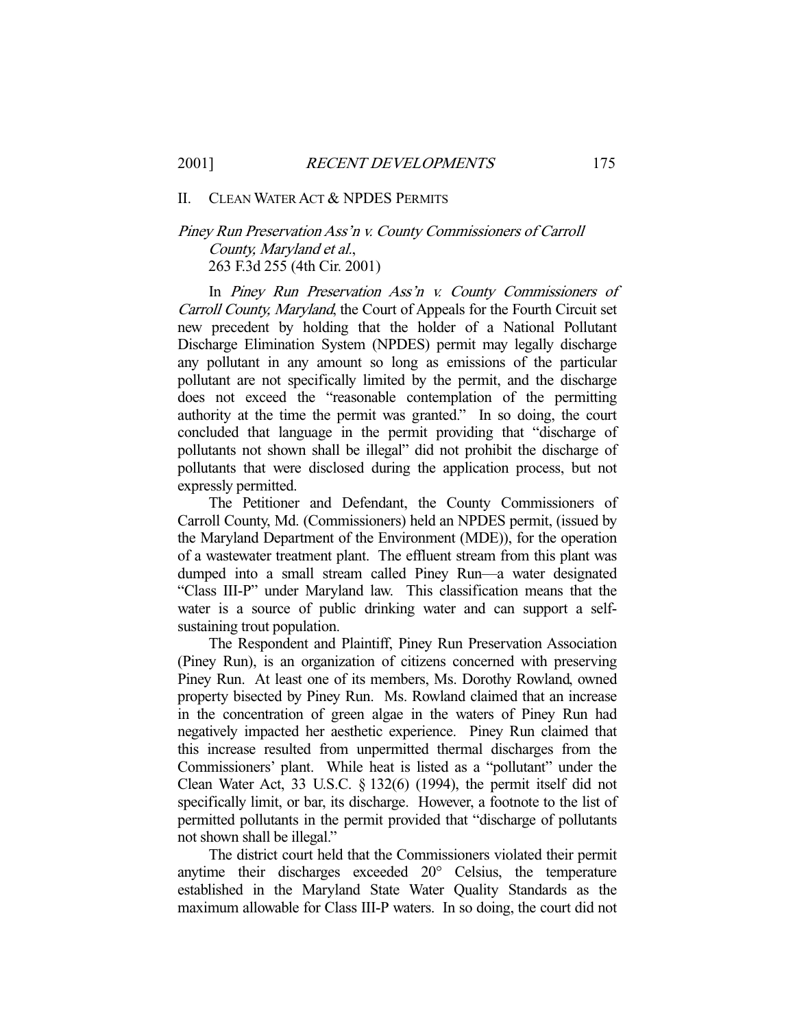## II. CLEAN WATER ACT & NPDES PERMITS

### *Piney Run Preservation Ass'n v. County Commissioners of Carroll County, Maryland et al.*, 263 F.3d 255 (4th Cir. 2001)

In *Piney Run Preservation Ass'n v. County Commissioners of Carroll County, Maryland*, the Court of Appeals for the Fourth Circuit set new precedent by holding that the holder of a National Pollutant Discharge Elimination System (NPDES) permit may legally discharge any pollutant in any amount so long as emissions of the particular pollutant are not specifically limited by the permit, and the discharge does not exceed the "reasonable contemplation of the permitting authority at the time the permit was granted." In so doing, the court concluded that language in the permit providing that "discharge of pollutants not shown shall be illegal" did not prohibit the discharge of pollutants that were disclosed during the application process, but not expressly permitted.

The Petitioner and Defendant, the County Commissioners of Carroll County, Md. (Commissioners) held an NPDES permit, (issued by the Maryland Department of the Environment (MDE)), for the operation of a wastewater treatment plant. The effluent stream from this plant was dumped into a small stream called Piney Run—a water designated "Class III-P" under Maryland law. This classification means that the water is a source of public drinking water and can support a self-sustaining trout population.

The Respondent and Plaintiff, Piney Run Preservation Association (Piney Run), is an organization of citizens concerned with preserving Piney Run. At least one of its members, Ms. Dorothy Rowland, owned property bisected by Piney Run. Ms. Rowland claimed that an increase in the concentration of green algae in the waters of Piney Run had negatively impacted her aesthetic experience. Piney Run claimed that this increase resulted from unpermitted thermal discharges from the Commissioners' plant. While heat is listed as a "pollutant" under the Clean Water Act, 33 U.S.C. § 132(6) (1994), the permit itself did not specifically limit, or bar, its discharge. However, a footnote to the list of permitted pollutants in the permit provided that "discharge of pollutants not shown shall be illegal."

The district court held that the Commissioners violated their permit anytime their discharges exceeded 20° Celsius, the temperature established in the Maryland State Water Quality Standards as the maximum allowable for Class III-P waters. In so doing, the court did not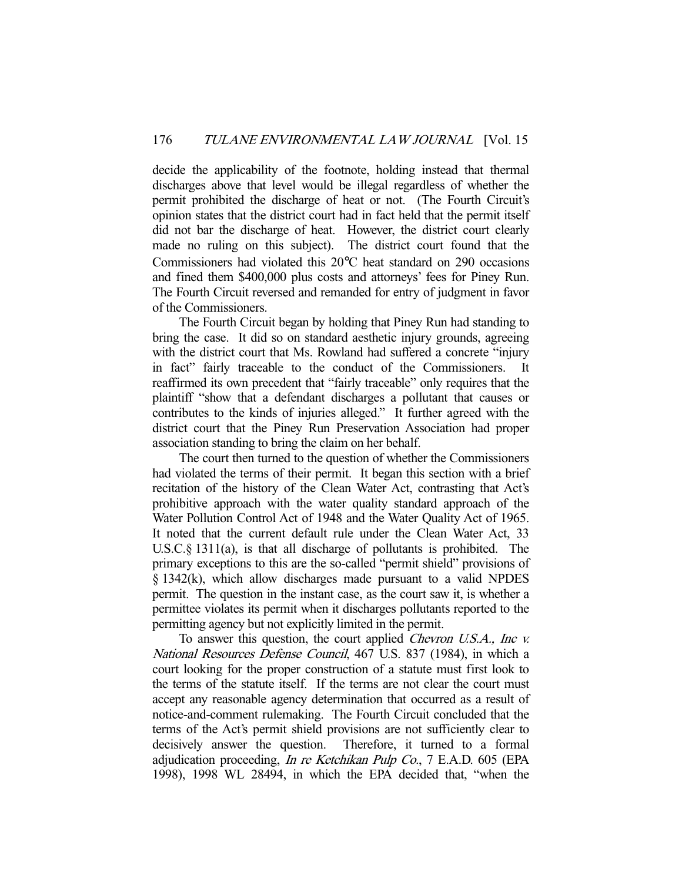decide the applicability of the footnote, holding instead that thermal discharges above that level would be illegal regardless of whether the permit prohibited the discharge of heat or not. (The Fourth Circuit's opinion states that the district court had in fact held that the permit itself did not bar the discharge of heat. However, the district court clearly made no ruling on this subject). The district court found that the Commissioners had violated this 20°C heat standard on 290 occasions and fined them $400,000 plus costs and attorneys' fees for Piney Run. The Fourth Circuit reversed and remanded for entry of judgment in favor of the Commissioners.

The Fourth Circuit began by holding that Piney Run had standing to bring the case. It did so on standard aesthetic injury grounds, agreeing with the district court that Ms. Rowland had suffered a concrete "injury in fact" fairly traceable to the conduct of the Commissioners. It reaffirmed its own precedent that "fairly traceable" only requires that the plaintiff "show that a defendant discharges a pollutant that causes or contributes to the kinds of injuries alleged." It further agreed with the district court that the Piney Run Preservation Association had proper association standing to bring the claim on her behalf.

The court then turned to the question of whether the Commissioners had violated the terms of their permit. It began this section with a brief recitation of the history of the Clean Water Act, contrasting that Act's prohibitive approach with the water quality standard approach of the Water Pollution Control Act of 1948 and the Water Quality Act of 1965. It noted that the current default rule under the Clean Water Act, 33 U.S.C.§ 1311(a), is that all discharge of pollutants is prohibited. The primary exceptions to this are the so-called "permit shield" provisions of § 1342(k), which allow discharges made pursuant to a valid NPDES permit. The question in the instant case, as the court saw it, is whether a permittee violates its permit when it discharges pollutants reported to the permitting agency but not explicitly limited in the permit.

To answer this question, the court applied *Chevron U.S.A., Inc v. National Resources Defense Council*, 467 U.S. 837 (1984), in which a court looking for the proper construction of a statute must first look to the terms of the statute itself. If the terms are not clear the court must accept any reasonable agency determination that occurred as a result of notice-and-comment rulemaking. The Fourth Circuit concluded that the terms of the Act's permit shield provisions are not sufficiently clear to decisively answer the question. Therefore, it turned to a formal adjudication proceeding, *In re Ketchikan Pulp Co.*, 7 E.A.D. 605 (EPA 1998), 1998 WL 28494, in which the EPA decided that, "when the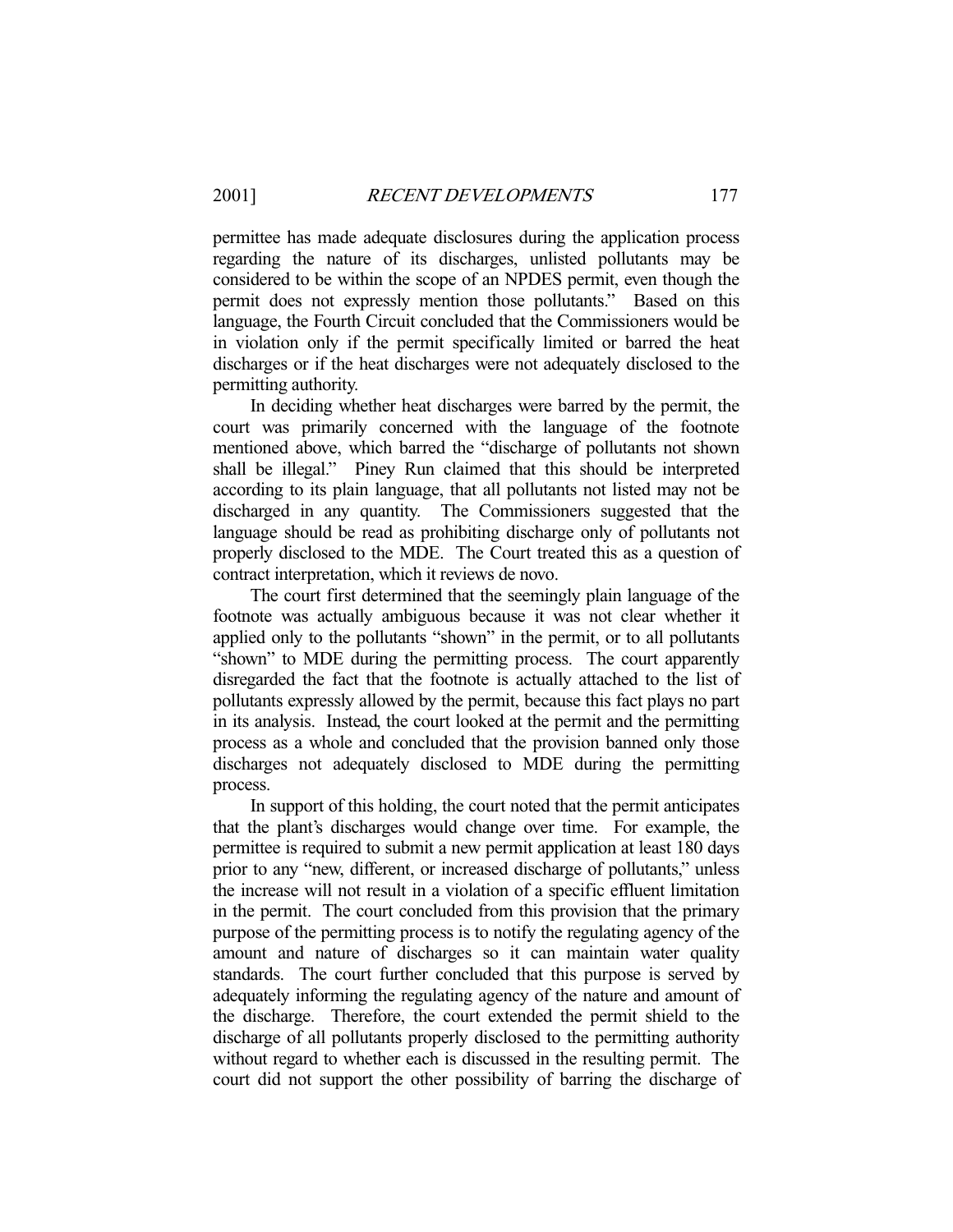permittee has made adequate disclosures during the application process regarding the nature of its discharges, unlisted pollutants may be considered to be within the scope of an NPDES permit, even though the permit does not expressly mention those pollutants." Based on this language, the Fourth Circuit concluded that the Commissioners would be in violation only if the permit specifically limited or barred the heat discharges or if the heat discharges were not adequately disclosed to the permitting authority.

In deciding whether heat discharges were barred by the permit, the court was primarily concerned with the language of the footnote mentioned above, which barred the "discharge of pollutants not shown shall be illegal." Piney Run claimed that this should be interpreted according to its plain language, that all pollutants not listed may not be discharged in any quantity. The Commissioners suggested that the language should be read as prohibiting discharge only of pollutants not properly disclosed to the MDE. The Court treated this as a question of contract interpretation, which it reviews de novo.

The court first determined that the seemingly plain language of the footnote was actually ambiguous because it was not clear whether it applied only to the pollutants "shown" in the permit, or to all pollutants "shown" to MDE during the permitting process. The court apparently disregarded the fact that the footnote is actually attached to the list of pollutants expressly allowed by the permit, because this fact plays no part in its analysis. Instead, the court looked at the permit and the permitting process as a whole and concluded that the provision banned only those discharges not adequately disclosed to MDE during the permitting process.

In support of this holding, the court noted that the permit anticipates that the plant's discharges would change over time. For example, the permittee is required to submit a new permit application at least 180 days prior to any "new, different, or increased discharge of pollutants," unless the increase will not result in a violation of a specific effluent limitation in the permit. The court concluded from this provision that the primary purpose of the permitting process is to notify the regulating agency of the amount and nature of discharges so it can maintain water quality standards. The court further concluded that this purpose is served by adequately informing the regulating agency of the nature and amount of the discharge. Therefore, the court extended the permit shield to the discharge of all pollutants properly disclosed to the permitting authority without regard to whether each is discussed in the resulting permit. The court did not support the other possibility of barring the discharge of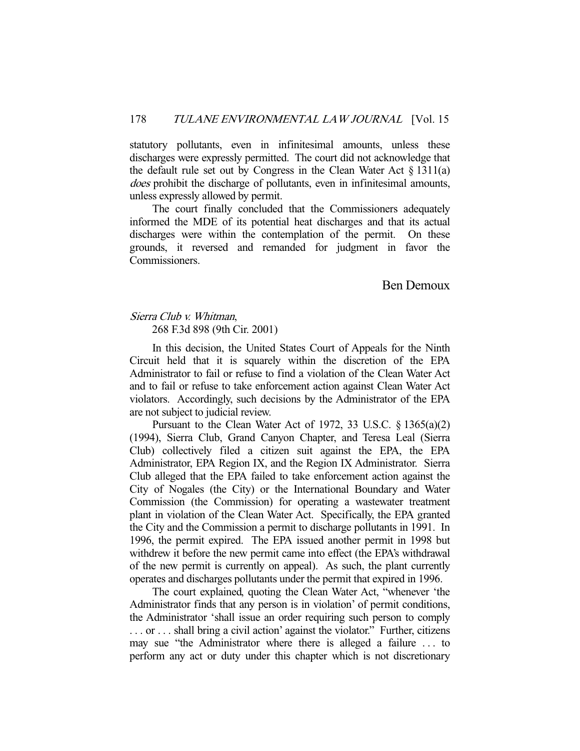statutory pollutants, even in infinitesimal amounts, unless these discharges were expressly permitted. The court did not acknowledge that the default rule set out by Congress in the Clean Water Act § 1311(a) *does* prohibit the discharge of pollutants, even in infinitesimal amounts, unless expressly allowed by permit.

The court finally concluded that the Commissioners adequately informed the MDE of its potential heat discharges and that its actual discharges were within the contemplation of the permit. On these grounds, it reversed and remanded for judgment in favor the Commissioners.

Ben Demoux

*Sierra Club v. Whitman*,
268 F.3d 898 (9th Cir. 2001)

In this decision, the United States Court of Appeals for the Ninth Circuit held that it is squarely within the discretion of the EPA Administrator to fail or refuse to find a violation of the Clean Water Act and to fail or refuse to take enforcement action against Clean Water Act violators. Accordingly, such decisions by the Administrator of the EPA are not subject to judicial review.

Pursuant to the Clean Water Act of 1972, 33 U.S.C. § 1365(a)(2) (1994), Sierra Club, Grand Canyon Chapter, and Teresa Leal (Sierra Club) collectively filed a citizen suit against the EPA, the EPA Administrator, EPA Region IX, and the Region IX Administrator. Sierra Club alleged that the EPA failed to take enforcement action against the City of Nogales (the City) or the International Boundary and Water Commission (the Commission) for operating a wastewater treatment plant in violation of the Clean Water Act. Specifically, the EPA granted the City and the Commission a permit to discharge pollutants in 1991. In 1996, the permit expired. The EPA issued another permit in 1998 but withdrew it before the new permit came into effect (the EPA's withdrawal of the new permit is currently on appeal). As such, the plant currently operates and discharges pollutants under the permit that expired in 1996.

The court explained, quoting the Clean Water Act, "whenever 'the Administrator finds that any person is in violation' of permit conditions, the Administrator 'shall issue an order requiring such person to comply . . . or . . . shall bring a civil action' against the violator." Further, citizens may sue "the Administrator where there is alleged a failure . . . to perform any act or duty under this chapter which is not discretionary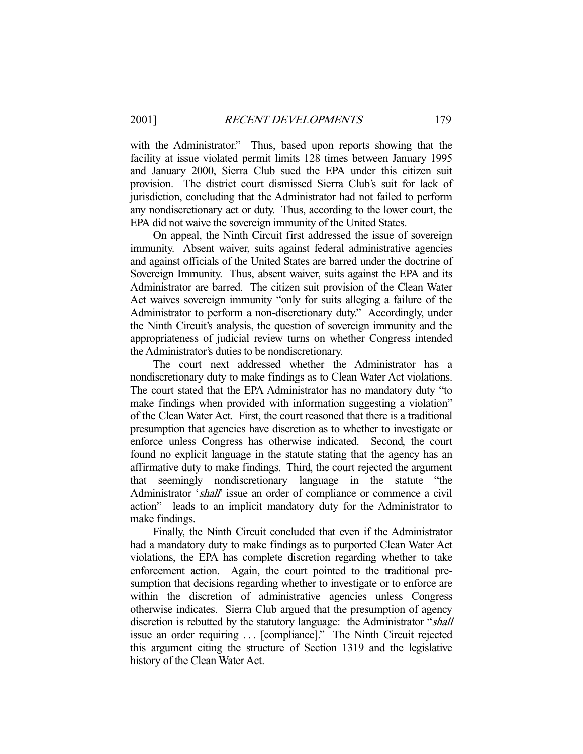with the Administrator." Thus, based upon reports showing that the facility at issue violated permit limits 128 times between January 1995 and January 2000, Sierra Club sued the EPA under this citizen suit provision. The district court dismissed Sierra Club's suit for lack of jurisdiction, concluding that the Administrator had not failed to perform any nondiscretionary act or duty. Thus, according to the lower court, the EPA did not waive the sovereign immunity of the United States.

On appeal, the Ninth Circuit first addressed the issue of sovereign immunity. Absent waiver, suits against federal administrative agencies and against officials of the United States are barred under the doctrine of Sovereign Immunity. Thus, absent waiver, suits against the EPA and its Administrator are barred. The citizen suit provision of the Clean Water Act waives sovereign immunity "only for suits alleging a failure of the Administrator to perform a non-discretionary duty." Accordingly, under the Ninth Circuit's analysis, the question of sovereign immunity and the appropriateness of judicial review turns on whether Congress intended the Administrator's duties to be nondiscretionary.

The court next addressed whether the Administrator has a nondiscretionary duty to make findings as to Clean Water Act violations. The court stated that the EPA Administrator has no mandatory duty "to make findings when provided with information suggesting a violation" of the Clean Water Act. First, the court reasoned that there is a traditional presumption that agencies have discretion as to whether to investigate or enforce unless Congress has otherwise indicated. Second, the court found no explicit language in the statute stating that the agency has an affirmative duty to make findings. Third, the court rejected the argument that seemingly nondiscretionary language in the statute—"the Administrator '*shall*' issue an order of compliance or commence a civil action"—leads to an implicit mandatory duty for the Administrator to make findings.

Finally, the Ninth Circuit concluded that even if the Administrator had a mandatory duty to make findings as to purported Clean Water Act violations, the EPA has complete discretion regarding whether to take enforcement action. Again, the court pointed to the traditional presumption that decisions regarding whether to investigate or to enforce are within the discretion of administrative agencies unless Congress otherwise indicates. Sierra Club argued that the presumption of agency discretion is rebutted by the statutory language: the Administrator "*shall* issue an order requiring . . . [compliance]." The Ninth Circuit rejected this argument citing the structure of Section 1319 and the legislative history of the Clean Water Act.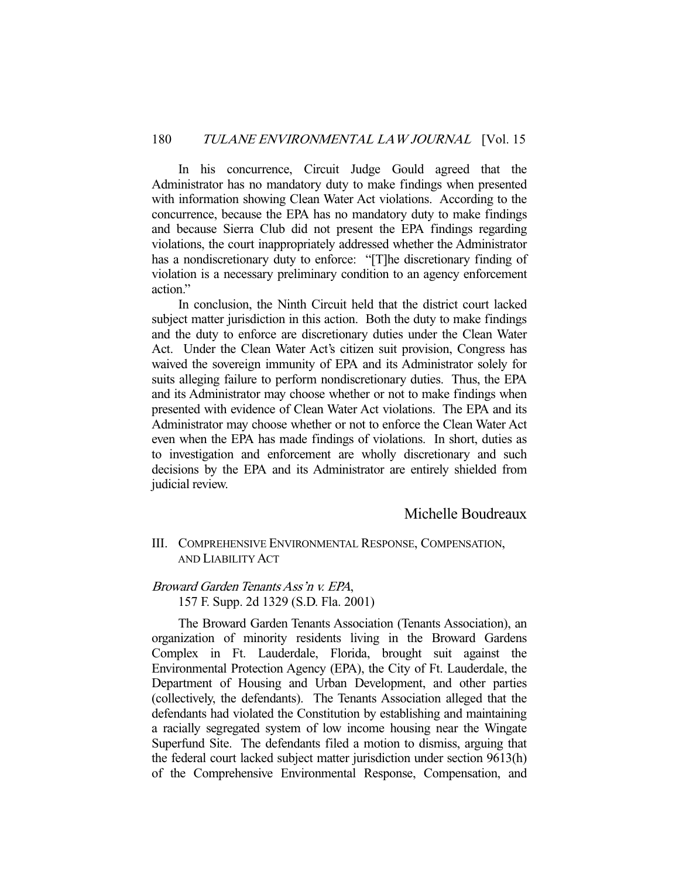In his concurrence, Circuit Judge Gould agreed that the Administrator has no mandatory duty to make findings when presented with information showing Clean Water Act violations. According to the concurrence, because the EPA has no mandatory duty to make findings and because Sierra Club did not present the EPA findings regarding violations, the court inappropriately addressed whether the Administrator has a nondiscretionary duty to enforce: "[T]he discretionary finding of violation is a necessary preliminary condition to an agency enforcement action."

In conclusion, the Ninth Circuit held that the district court lacked subject matter jurisdiction in this action. Both the duty to make findings and the duty to enforce are discretionary duties under the Clean Water Act. Under the Clean Water Act's citizen suit provision, Congress has waived the sovereign immunity of EPA and its Administrator solely for suits alleging failure to perform nondiscretionary duties. Thus, the EPA and its Administrator may choose whether or not to make findings when presented with evidence of Clean Water Act violations. The EPA and its Administrator may choose whether or not to enforce the Clean Water Act even when the EPA has made findings of violations. In short, duties as to investigation and enforcement are wholly discretionary and such decisions by the EPA and its Administrator are entirely shielded from judicial review.

Michelle Boudreaux

## III. Comprehensive Environmental Response, Compensation, and Liability Act

*Broward Garden Tenants Ass'n v. EPA*,
157 F. Supp. 2d 1329 (S.D. Fla. 2001)

The Broward Garden Tenants Association (Tenants Association), an organization of minority residents living in the Broward Gardens Complex in Ft. Lauderdale, Florida, brought suit against the Environmental Protection Agency (EPA), the City of Ft. Lauderdale, the Department of Housing and Urban Development, and other parties (collectively, the defendants). The Tenants Association alleged that the defendants had violated the Constitution by establishing and maintaining a racially segregated system of low income housing near the Wingate Superfund Site. The defendants filed a motion to dismiss, arguing that the federal court lacked subject matter jurisdiction under section 9613(h) of the Comprehensive Environmental Response, Compensation, and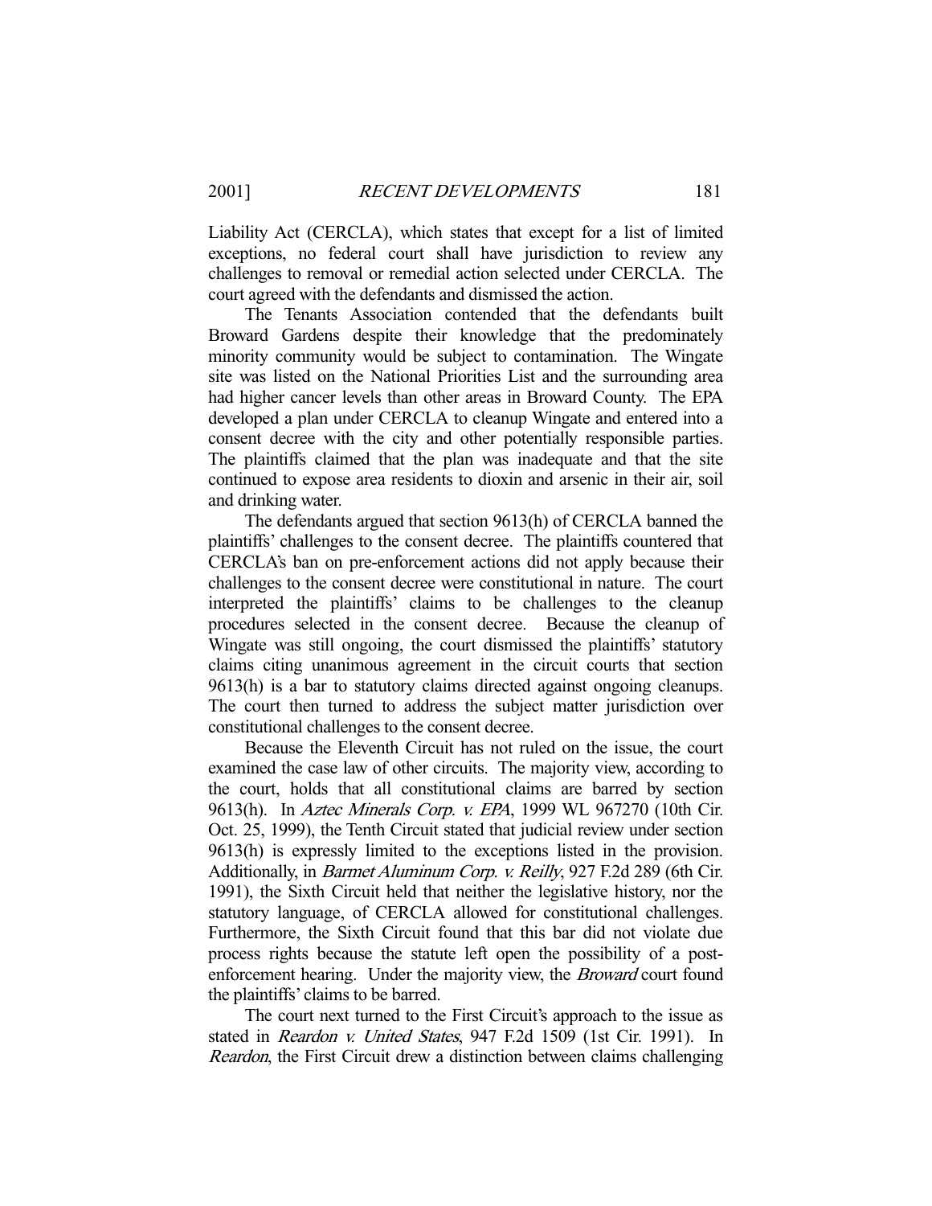Liability Act (CERCLA), which states that except for a list of limited exceptions, no federal court shall have jurisdiction to review any challenges to removal or remedial action selected under CERCLA. The court agreed with the defendants and dismissed the action.

The Tenants Association contended that the defendants built Broward Gardens despite their knowledge that the predominately minority community would be subject to contamination. The Wingate site was listed on the National Priorities List and the surrounding area had higher cancer levels than other areas in Broward County. The EPA developed a plan under CERCLA to cleanup Wingate and entered into a consent decree with the city and other potentially responsible parties. The plaintiffs claimed that the plan was inadequate and that the site continued to expose area residents to dioxin and arsenic in their air, soil and drinking water.

The defendants argued that section 9613(h) of CERCLA banned the plaintiffs' challenges to the consent decree. The plaintiffs countered that CERCLA's ban on pre-enforcement actions did not apply because their challenges to the consent decree were constitutional in nature. The court interpreted the plaintiffs' claims to be challenges to the cleanup procedures selected in the consent decree. Because the cleanup of Wingate was still ongoing, the court dismissed the plaintiffs' statutory claims citing unanimous agreement in the circuit courts that section 9613(h) is a bar to statutory claims directed against ongoing cleanups. The court then turned to address the subject matter jurisdiction over constitutional challenges to the consent decree.

Because the Eleventh Circuit has not ruled on the issue, the court examined the case law of other circuits. The majority view, according to the court, holds that all constitutional claims are barred by section 9613(h). In *Aztec Minerals Corp. v. EPA*, 1999 WL 967270 (10th Cir. Oct. 25, 1999), the Tenth Circuit stated that judicial review under section 9613(h) is expressly limited to the exceptions listed in the provision. Additionally, in *Barmet Aluminum Corp. v. Reilly*, 927 F.2d 289 (6th Cir. 1991), the Sixth Circuit held that neither the legislative history, nor the statutory language, of CERCLA allowed for constitutional challenges. Furthermore, the Sixth Circuit found that this bar did not violate due process rights because the statute left open the possibility of a post-enforcement hearing. Under the majority view, the *Broward* court found the plaintiffs' claims to be barred.

The court next turned to the First Circuit's approach to the issue as stated in *Reardon v. United States*, 947 F.2d 1509 (1st Cir. 1991). In *Reardon*, the First Circuit drew a distinction between claims challenging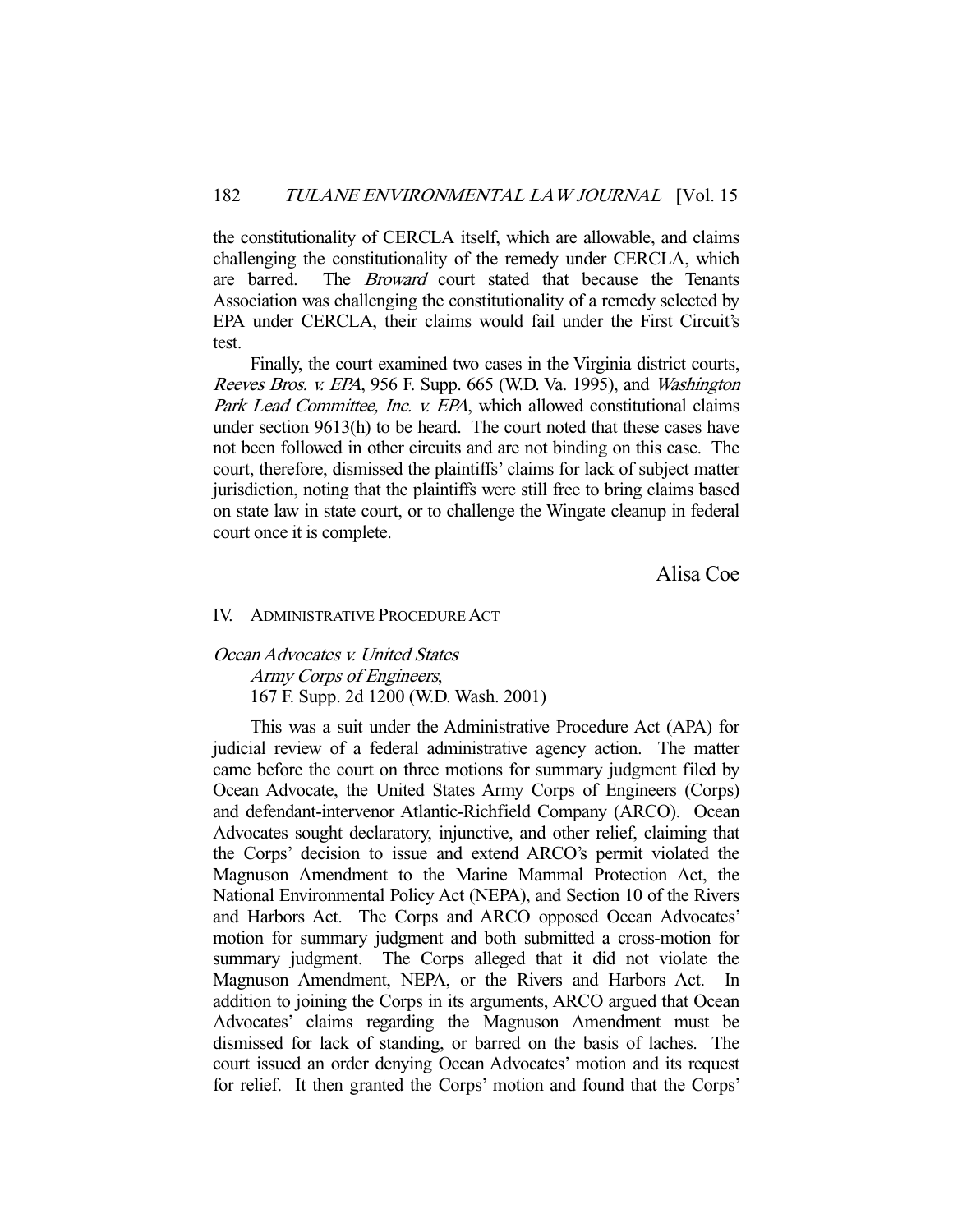the constitutionality of CERCLA itself, which are allowable, and claims challenging the constitutionality of the remedy under CERCLA, which are barred. The *Broward* court stated that because the Tenants Association was challenging the constitutionality of a remedy selected by EPA under CERCLA, their claims would fail under the First Circuit's test.

Finally, the court examined two cases in the Virginia district courts, *Reeves Bros. v. EPA*, 956 F. Supp. 665 (W.D. Va. 1995), and *Washington Park Lead Committee, Inc. v. EPA*, which allowed constitutional claims under section 9613(h) to be heard. The court noted that these cases have not been followed in other circuits and are not binding on this case. The court, therefore, dismissed the plaintiffs' claims for lack of subject matter jurisdiction, noting that the plaintiffs were still free to bring claims based on state law in state court, or to challenge the Wingate cleanup in federal court once it is complete.

Alisa Coe

## IV. Administrative Procedure Act

*Ocean Advocates v. United States Army Corps of Engineers*, 167 F. Supp. 2d 1200 (W.D. Wash. 2001)

This was a suit under the Administrative Procedure Act (APA) for judicial review of a federal administrative agency action. The matter came before the court on three motions for summary judgment filed by Ocean Advocate, the United States Army Corps of Engineers (Corps) and defendant-intervenor Atlantic-Richfield Company (ARCO). Ocean Advocates sought declaratory, injunctive, and other relief, claiming that the Corps' decision to issue and extend ARCO's permit violated the Magnuson Amendment to the Marine Mammal Protection Act, the National Environmental Policy Act (NEPA), and Section 10 of the Rivers and Harbors Act. The Corps and ARCO opposed Ocean Advocates' motion for summary judgment and both submitted a cross-motion for summary judgment. The Corps alleged that it did not violate the Magnuson Amendment, NEPA, or the Rivers and Harbors Act. In addition to joining the Corps in its arguments, ARCO argued that Ocean Advocates' claims regarding the Magnuson Amendment must be dismissed for lack of standing, or barred on the basis of laches. The court issued an order denying Ocean Advocates' motion and its request for relief. It then granted the Corps' motion and found that the Corps'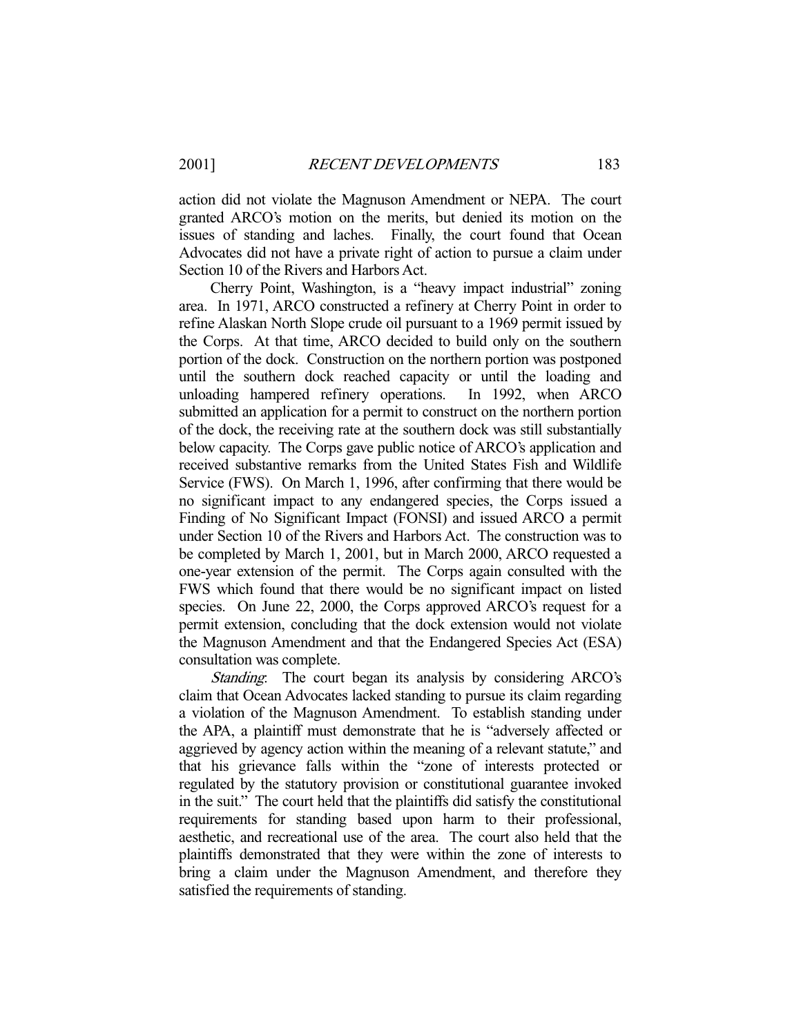action did not violate the Magnuson Amendment or NEPA. The court granted ARCO's motion on the merits, but denied its motion on the issues of standing and laches. Finally, the court found that Ocean Advocates did not have a private right of action to pursue a claim under Section 10 of the Rivers and Harbors Act.

Cherry Point, Washington, is a "heavy impact industrial" zoning area. In 1971, ARCO constructed a refinery at Cherry Point in order to refine Alaskan North Slope crude oil pursuant to a 1969 permit issued by the Corps. At that time, ARCO decided to build only on the southern portion of the dock. Construction on the northern portion was postponed until the southern dock reached capacity or until the loading and unloading hampered refinery operations. In 1992, when ARCO submitted an application for a permit to construct on the northern portion of the dock, the receiving rate at the southern dock was still substantially below capacity. The Corps gave public notice of ARCO's application and received substantive remarks from the United States Fish and Wildlife Service (FWS). On March 1, 1996, after confirming that there would be no significant impact to any endangered species, the Corps issued a Finding of No Significant Impact (FONSI) and issued ARCO a permit under Section 10 of the Rivers and Harbors Act. The construction was to be completed by March 1, 2001, but in March 2000, ARCO requested a one-year extension of the permit. The Corps again consulted with the FWS which found that there would be no significant impact on listed species. On June 22, 2000, the Corps approved ARCO's request for a permit extension, concluding that the dock extension would not violate the Magnuson Amendment and that the Endangered Species Act (ESA) consultation was complete.

*Standing*: The court began its analysis by considering ARCO's claim that Ocean Advocates lacked standing to pursue its claim regarding a violation of the Magnuson Amendment. To establish standing under the APA, a plaintiff must demonstrate that he is "adversely affected or aggrieved by agency action within the meaning of a relevant statute," and that his grievance falls within the "zone of interests protected or regulated by the statutory provision or constitutional guarantee invoked in the suit." The court held that the plaintiffs did satisfy the constitutional requirements for standing based upon harm to their professional, aesthetic, and recreational use of the area. The court also held that the plaintiffs demonstrated that they were within the zone of interests to bring a claim under the Magnuson Amendment, and therefore they satisfied the requirements of standing.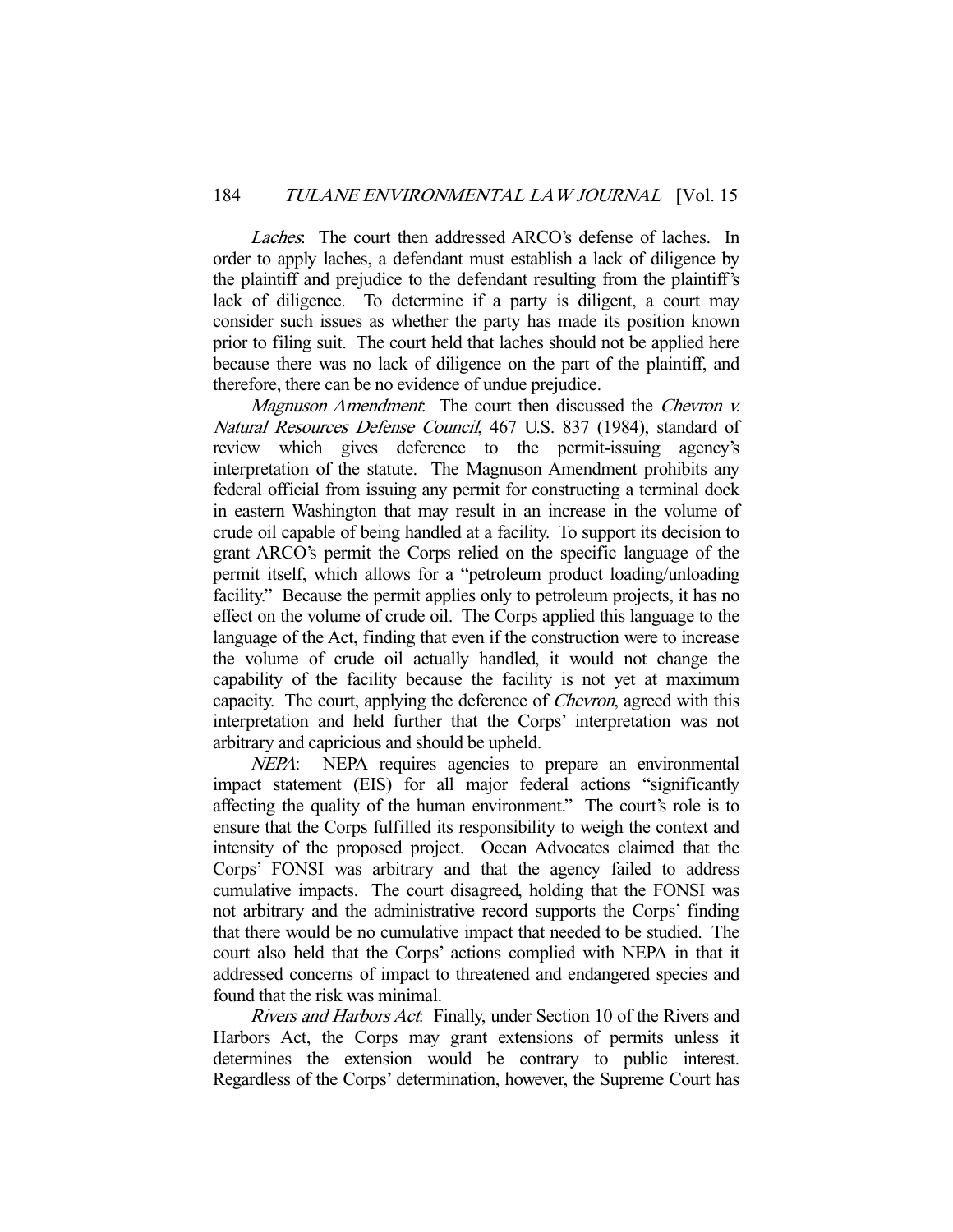*Laches*: The court then addressed ARCO's defense of laches. In order to apply laches, a defendant must establish a lack of diligence by the plaintiff and prejudice to the defendant resulting from the plaintiff's lack of diligence. To determine if a party is diligent, a court may consider such issues as whether the party has made its position known prior to filing suit. The court held that laches should not be applied here because there was no lack of diligence on the part of the plaintiff, and therefore, there can be no evidence of undue prejudice.

*Magnuson Amendment*: The court then discussed the *Chevron v. Natural Resources Defense Council*, 467 U.S. 837 (1984), standard of review which gives deference to the permit-issuing agency's interpretation of the statute. The Magnuson Amendment prohibits any federal official from issuing any permit for constructing a terminal dock in eastern Washington that may result in an increase in the volume of crude oil capable of being handled at a facility. To support its decision to grant ARCO's permit the Corps relied on the specific language of the permit itself, which allows for a "petroleum product loading/unloading facility." Because the permit applies only to petroleum projects, it has no effect on the volume of crude oil. The Corps applied this language to the language of the Act, finding that even if the construction were to increase the volume of crude oil actually handled, it would not change the capability of the facility because the facility is not yet at maximum capacity. The court, applying the deference of *Chevron*, agreed with this interpretation and held further that the Corps' interpretation was not arbitrary and capricious and should be upheld.

*NEPA*: NEPA requires agencies to prepare an environmental impact statement (EIS) for all major federal actions "significantly affecting the quality of the human environment." The court's role is to ensure that the Corps fulfilled its responsibility to weigh the context and intensity of the proposed project. Ocean Advocates claimed that the Corps' FONSI was arbitrary and that the agency failed to address cumulative impacts. The court disagreed, holding that the FONSI was not arbitrary and the administrative record supports the Corps' finding that there would be no cumulative impact that needed to be studied. The court also held that the Corps' actions complied with NEPA in that it addressed concerns of impact to threatened and endangered species and found that the risk was minimal.

*Rivers and Harbors Act*: Finally, under Section 10 of the Rivers and Harbors Act, the Corps may grant extensions of permits unless it determines the extension would be contrary to public interest. Regardless of the Corps' determination, however, the Supreme Court has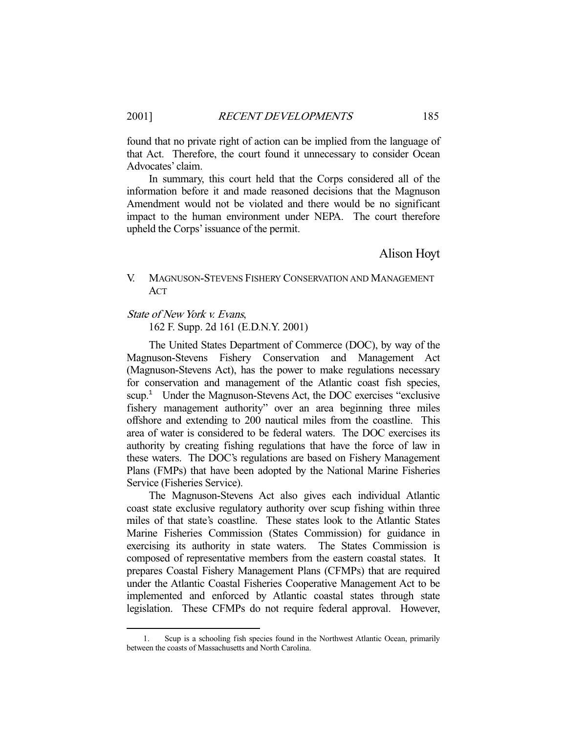found that no private right of action can be implied from the language of that Act. Therefore, the court found it unnecessary to consider Ocean Advocates' claim.

In summary, this court held that the Corps considered all of the information before it and made reasoned decisions that the Magnuson Amendment would not be violated and there would be no significant impact to the human environment under NEPA. The court therefore upheld the Corps' issuance of the permit.

Alison Hoyt

## V. MAGNUSON-STEVENS FISHERY CONSERVATION AND MANAGEMENT ACT

*State of New York v. Evans*,
162 F. Supp. 2d 161 (E.D.N.Y. 2001)

The United States Department of Commerce (DOC), by way of the Magnuson-Stevens Fishery Conservation and Management Act (Magnuson-Stevens Act), has the power to make regulations necessary for conservation and management of the Atlantic coast fish species, scup.[1] Under the Magnuson-Stevens Act, the DOC exercises "exclusive fishery management authority" over an area beginning three miles offshore and extending to 200 nautical miles from the coastline. This area of water is considered to be federal waters. The DOC exercises its authority by creating fishing regulations that have the force of law in these waters. The DOC's regulations are based on Fishery Management Plans (FMPs) that have been adopted by the National Marine Fisheries Service (Fisheries Service).

The Magnuson-Stevens Act also gives each individual Atlantic coast state exclusive regulatory authority over scup fishing within three miles of that state's coastline. These states look to the Atlantic States Marine Fisheries Commission (States Commission) for guidance in exercising its authority in state waters. The States Commission is composed of representative members from the eastern coastal states. It prepares Coastal Fishery Management Plans (CFMPs) that are required under the Atlantic Coastal Fisheries Cooperative Management Act to be implemented and enforced by Atlantic coastal states through state legislation. These CFMPs do not require federal approval. However,

1. Scup is a schooling fish species found in the Northwest Atlantic Ocean, primarily between the coasts of Massachusetts and North Carolina.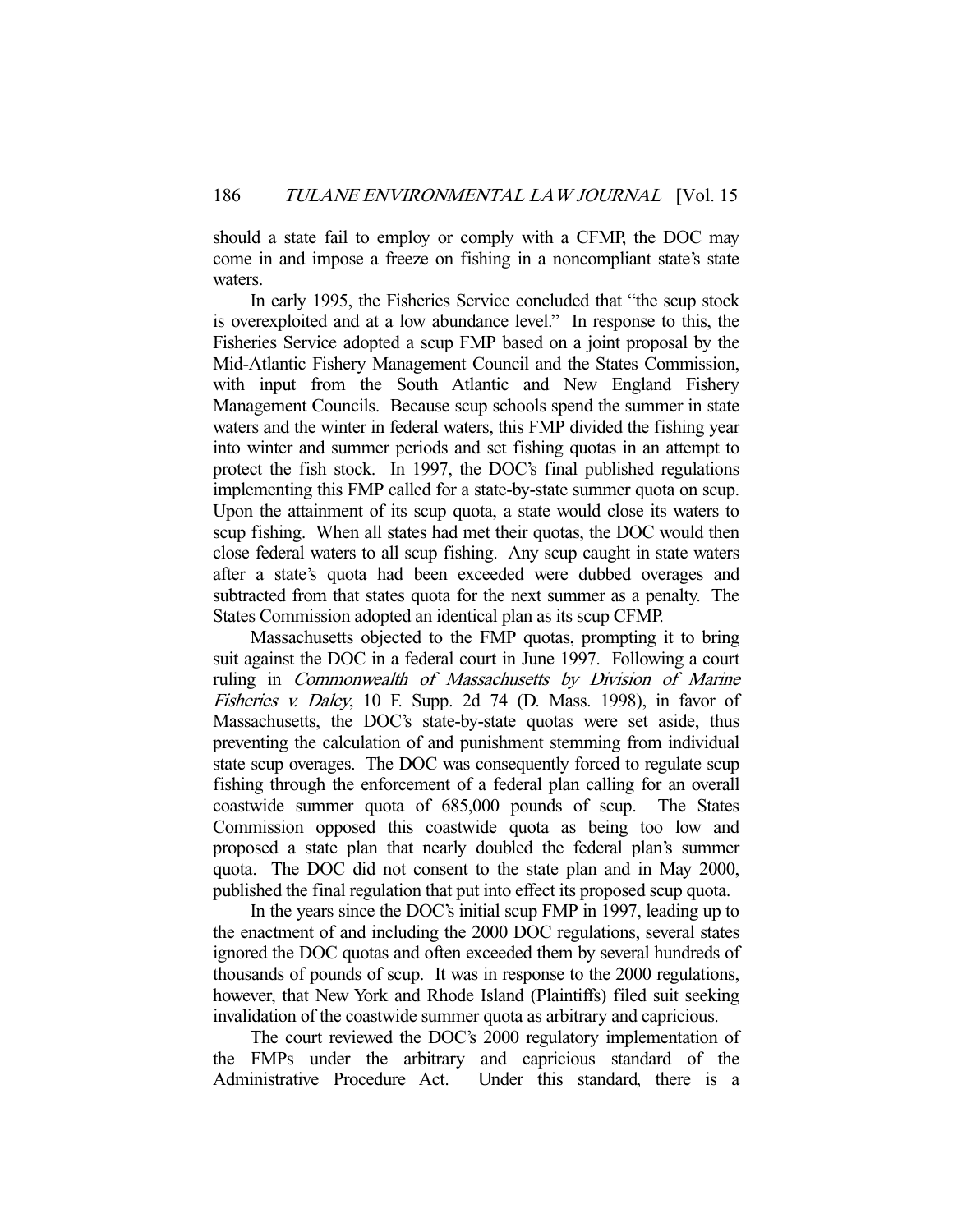should a state fail to employ or comply with a CFMP, the DOC may come in and impose a freeze on fishing in a noncompliant state's state waters.

In early 1995, the Fisheries Service concluded that "the scup stock is overexploited and at a low abundance level." In response to this, the Fisheries Service adopted a scup FMP based on a joint proposal by the Mid-Atlantic Fishery Management Council and the States Commission, with input from the South Atlantic and New England Fishery Management Councils. Because scup schools spend the summer in state waters and the winter in federal waters, this FMP divided the fishing year into winter and summer periods and set fishing quotas in an attempt to protect the fish stock. In 1997, the DOC's final published regulations implementing this FMP called for a state-by-state summer quota on scup. Upon the attainment of its scup quota, a state would close its waters to scup fishing. When all states had met their quotas, the DOC would then close federal waters to all scup fishing. Any scup caught in state waters after a state's quota had been exceeded were dubbed overages and subtracted from that states quota for the next summer as a penalty. The States Commission adopted an identical plan as its scup CFMP.

Massachusetts objected to the FMP quotas, prompting it to bring suit against the DOC in a federal court in June 1997. Following a court ruling in *Commonwealth of Massachusetts by Division of Marine Fisheries v. Daley*, 10 F. Supp. 2d 74 (D. Mass. 1998), in favor of Massachusetts, the DOC's state-by-state quotas were set aside, thus preventing the calculation of and punishment stemming from individual state scup overages. The DOC was consequently forced to regulate scup fishing through the enforcement of a federal plan calling for an overall coastwide summer quota of 685,000 pounds of scup. The States Commission opposed this coastwide quota as being too low and proposed a state plan that nearly doubled the federal plan's summer quota. The DOC did not consent to the state plan and in May 2000, published the final regulation that put into effect its proposed scup quota.

In the years since the DOC's initial scup FMP in 1997, leading up to the enactment of and including the 2000 DOC regulations, several states ignored the DOC quotas and often exceeded them by several hundreds of thousands of pounds of scup. It was in response to the 2000 regulations, however, that New York and Rhode Island (Plaintiffs) filed suit seeking invalidation of the coastwide summer quota as arbitrary and capricious.

The court reviewed the DOC's 2000 regulatory implementation of the FMPs under the arbitrary and capricious standard of the Administrative Procedure Act. Under this standard, there is a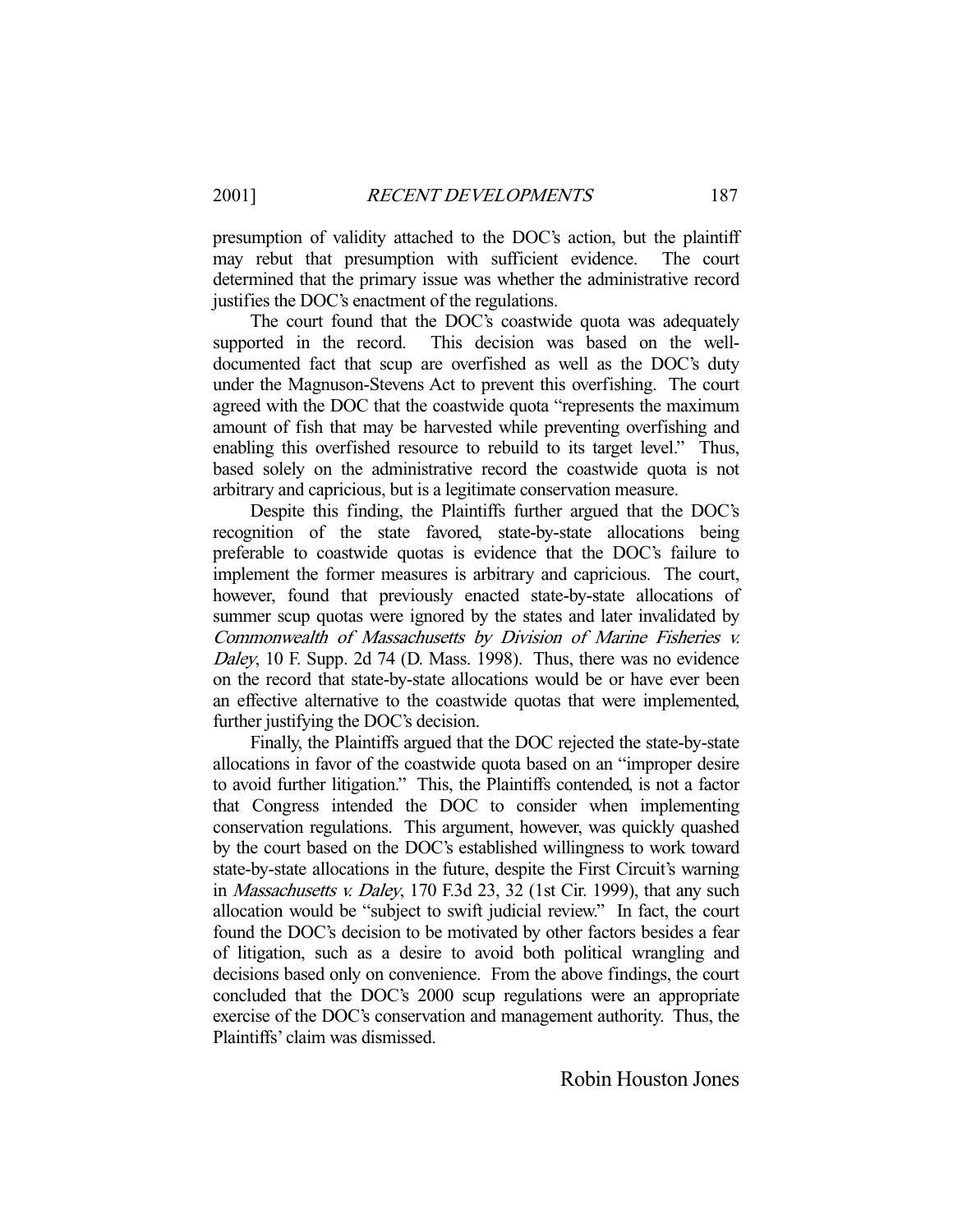presumption of validity attached to the DOC's action, but the plaintiff may rebut that presumption with sufficient evidence. The court determined that the primary issue was whether the administrative record justifies the DOC's enactment of the regulations.

The court found that the DOC's coastwide quota was adequately supported in the record. This decision was based on the well-documented fact that scup are overfished as well as the DOC's duty under the Magnuson-Stevens Act to prevent this overfishing. The court agreed with the DOC that the coastwide quota "represents the maximum amount of fish that may be harvested while preventing overfishing and enabling this overfished resource to rebuild to its target level." Thus, based solely on the administrative record the coastwide quota is not arbitrary and capricious, but is a legitimate conservation measure.

Despite this finding, the Plaintiffs further argued that the DOC's recognition of the state favored, state-by-state allocations being preferable to coastwide quotas is evidence that the DOC's failure to implement the former measures is arbitrary and capricious. The court, however, found that previously enacted state-by-state allocations of summer scup quotas were ignored by the states and later invalidated by *Commonwealth of Massachusetts by Division of Marine Fisheries v. Daley*, 10 F. Supp. 2d 74 (D. Mass. 1998). Thus, there was no evidence on the record that state-by-state allocations would be or have ever been an effective alternative to the coastwide quotas that were implemented, further justifying the DOC's decision.

Finally, the Plaintiffs argued that the DOC rejected the state-by-state allocations in favor of the coastwide quota based on an "improper desire to avoid further litigation." This, the Plaintiffs contended, is not a factor that Congress intended the DOC to consider when implementing conservation regulations. This argument, however, was quickly quashed by the court based on the DOC's established willingness to work toward state-by-state allocations in the future, despite the First Circuit's warning in *Massachusetts v. Daley*, 170 F.3d 23, 32 (1st Cir. 1999), that any such allocation would be "subject to swift judicial review." In fact, the court found the DOC's decision to be motivated by other factors besides a fear of litigation, such as a desire to avoid both political wrangling and decisions based only on convenience. From the above findings, the court concluded that the DOC's 2000 scup regulations were an appropriate exercise of the DOC's conservation and management authority. Thus, the Plaintiffs' claim was dismissed.

Robin Houston Jones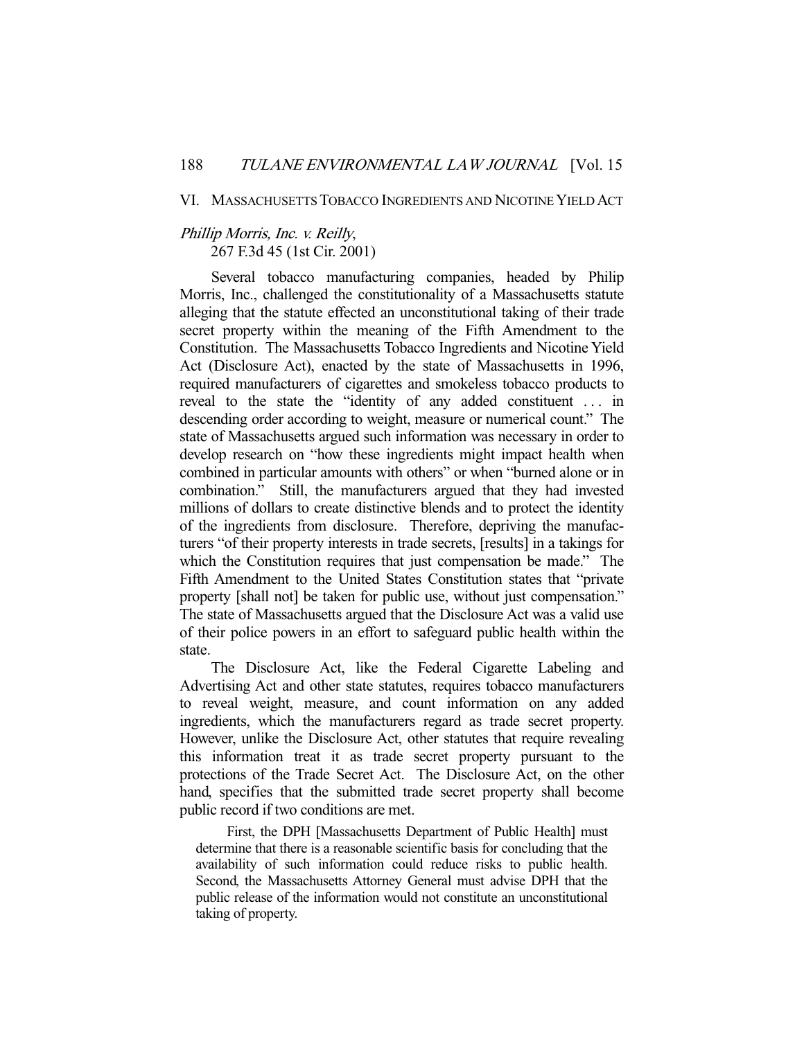## VI. MASSACHUSETTS TOBACCO INGREDIENTS AND NICOTINE YIELD ACT

*Phillip Morris, Inc. v. Reilly*,
267 F.3d 45 (1st Cir. 2001)

Several tobacco manufacturing companies, headed by Philip Morris, Inc., challenged the constitutionality of a Massachusetts statute alleging that the statute effected an unconstitutional taking of their trade secret property within the meaning of the Fifth Amendment to the Constitution. The Massachusetts Tobacco Ingredients and Nicotine Yield Act (Disclosure Act), enacted by the state of Massachusetts in 1996, required manufacturers of cigarettes and smokeless tobacco products to reveal to the state the "identity of any added constituent . . . in descending order according to weight, measure or numerical count." The state of Massachusetts argued such information was necessary in order to develop research on "how these ingredients might impact health when combined in particular amounts with others" or when "burned alone or in combination." Still, the manufacturers argued that they had invested millions of dollars to create distinctive blends and to protect the identity of the ingredients from disclosure. Therefore, depriving the manufacturers "of their property interests in trade secrets, [results] in a takings for which the Constitution requires that just compensation be made." The Fifth Amendment to the United States Constitution states that "private property [shall not] be taken for public use, without just compensation." The state of Massachusetts argued that the Disclosure Act was a valid use of their police powers in an effort to safeguard public health within the state.

The Disclosure Act, like the Federal Cigarette Labeling and Advertising Act and other state statutes, requires tobacco manufacturers to reveal weight, measure, and count information on any added ingredients, which the manufacturers regard as trade secret property. However, unlike the Disclosure Act, other statutes that require revealing this information treat it as trade secret property pursuant to the protections of the Trade Secret Act. The Disclosure Act, on the other hand, specifies that the submitted trade secret property shall become public record if two conditions are met.

> First, the DPH [Massachusetts Department of Public Health] must determine that there is a reasonable scientific basis for concluding that the availability of such information could reduce risks to public health. Second, the Massachusetts Attorney General must advise DPH that the public release of the information would not constitute an unconstitutional taking of property.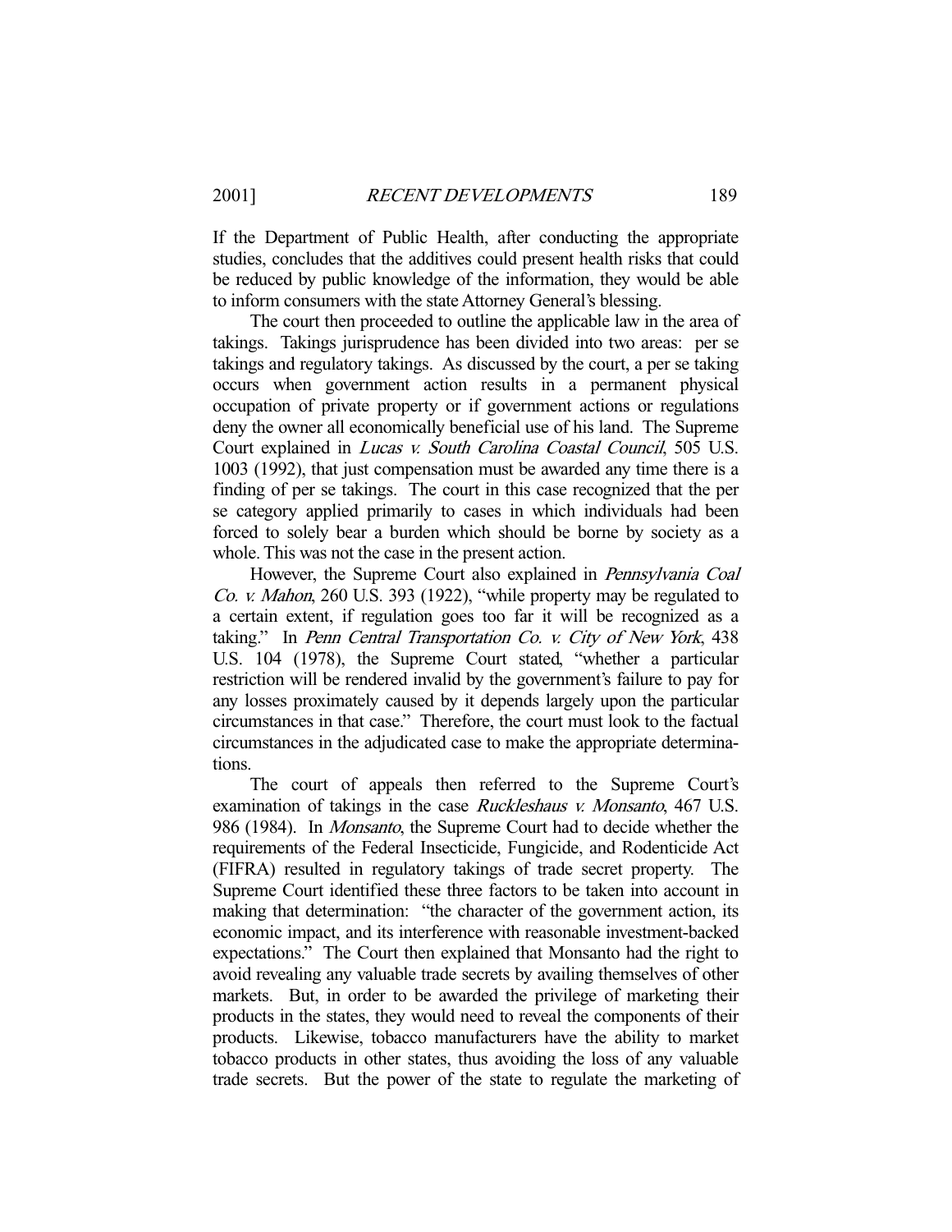If the Department of Public Health, after conducting the appropriate studies, concludes that the additives could present health risks that could be reduced by public knowledge of the information, they would be able to inform consumers with the state Attorney General's blessing.

The court then proceeded to outline the applicable law in the area of takings. Takings jurisprudence has been divided into two areas: per se takings and regulatory takings. As discussed by the court, a per se taking occurs when government action results in a permanent physical occupation of private property or if government actions or regulations deny the owner all economically beneficial use of his land. The Supreme Court explained in *Lucas v. South Carolina Coastal Council*, 505 U.S. 1003 (1992), that just compensation must be awarded any time there is a finding of per se takings. The court in this case recognized that the per se category applied primarily to cases in which individuals had been forced to solely bear a burden which should be borne by society as a whole. This was not the case in the present action.

However, the Supreme Court also explained in *Pennsylvania Coal Co. v. Mahon*, 260 U.S. 393 (1922), "while property may be regulated to a certain extent, if regulation goes too far it will be recognized as a taking." In *Penn Central Transportation Co. v. City of New York*, 438 U.S. 104 (1978), the Supreme Court stated, "whether a particular restriction will be rendered invalid by the government's failure to pay for any losses proximately caused by it depends largely upon the particular circumstances in that case." Therefore, the court must look to the factual circumstances in the adjudicated case to make the appropriate determinations.

The court of appeals then referred to the Supreme Court's examination of takings in the case *Ruckleshaus v. Monsanto*, 467 U.S. 986 (1984). In *Monsanto*, the Supreme Court had to decide whether the requirements of the Federal Insecticide, Fungicide, and Rodenticide Act (FIFRA) resulted in regulatory takings of trade secret property. The Supreme Court identified these three factors to be taken into account in making that determination: "the character of the government action, its economic impact, and its interference with reasonable investment-backed expectations." The Court then explained that Monsanto had the right to avoid revealing any valuable trade secrets by availing themselves of other markets. But, in order to be awarded the privilege of marketing their products in the states, they would need to reveal the components of their products. Likewise, tobacco manufacturers have the ability to market tobacco products in other states, thus avoiding the loss of any valuable trade secrets. But the power of the state to regulate the marketing of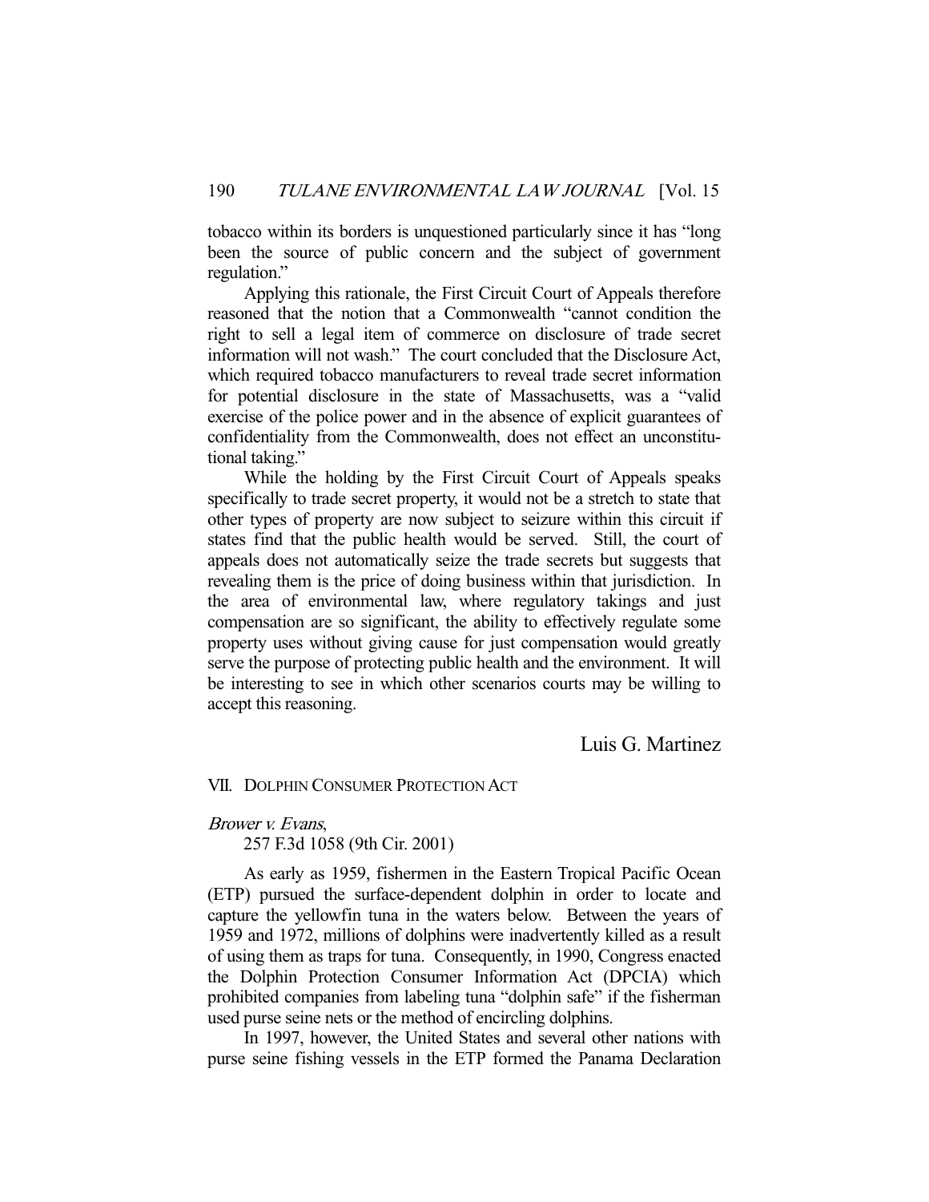tobacco within its borders is unquestioned particularly since it has "long been the source of public concern and the subject of government regulation."

Applying this rationale, the First Circuit Court of Appeals therefore reasoned that the notion that a Commonwealth "cannot condition the right to sell a legal item of commerce on disclosure of trade secret information will not wash." The court concluded that the Disclosure Act, which required tobacco manufacturers to reveal trade secret information for potential disclosure in the state of Massachusetts, was a "valid exercise of the police power and in the absence of explicit guarantees of confidentiality from the Commonwealth, does not effect an unconstitutional taking."

While the holding by the First Circuit Court of Appeals speaks specifically to trade secret property, it would not be a stretch to state that other types of property are now subject to seizure within this circuit if states find that the public health would be served. Still, the court of appeals does not automatically seize the trade secrets but suggests that revealing them is the price of doing business within that jurisdiction. In the area of environmental law, where regulatory takings and just compensation are so significant, the ability to effectively regulate some property uses without giving cause for just compensation would greatly serve the purpose of protecting public health and the environment. It will be interesting to see in which other scenarios courts may be willing to accept this reasoning.

Luis G. Martinez

## VII. DOLPHIN CONSUMER PROTECTION ACT

*Brower v. Evans*,
257 F.3d 1058 (9th Cir. 2001)

As early as 1959, fishermen in the Eastern Tropical Pacific Ocean (ETP) pursued the surface-dependent dolphin in order to locate and capture the yellowfin tuna in the waters below. Between the years of 1959 and 1972, millions of dolphins were inadvertently killed as a result of using them as traps for tuna. Consequently, in 1990, Congress enacted the Dolphin Protection Consumer Information Act (DPCIA) which prohibited companies from labeling tuna "dolphin safe" if the fisherman used purse seine nets or the method of encircling dolphins.

In 1997, however, the United States and several other nations with purse seine fishing vessels in the ETP formed the Panama Declaration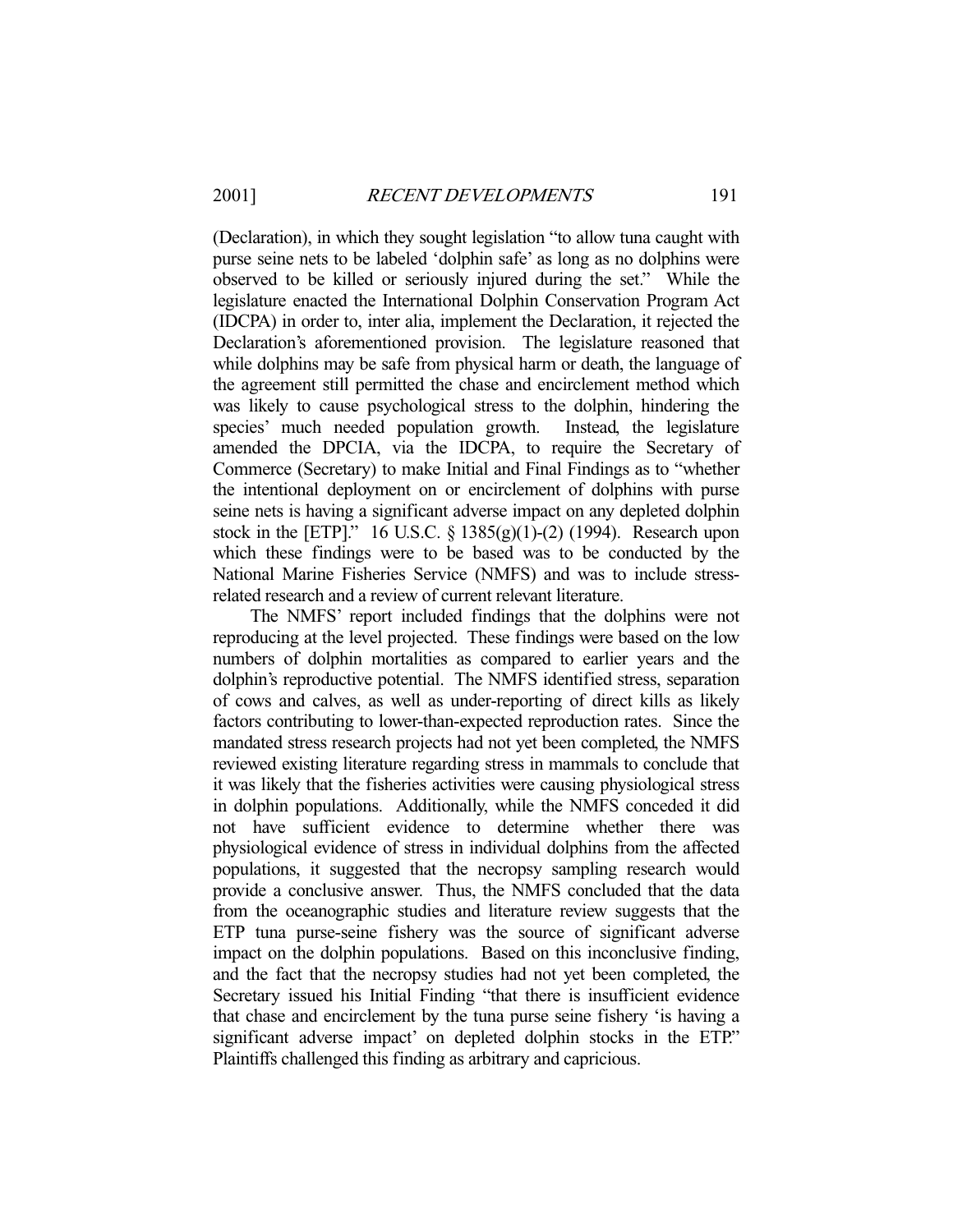(Declaration), in which they sought legislation "to allow tuna caught with purse seine nets to be labeled 'dolphin safe' as long as no dolphins were observed to be killed or seriously injured during the set." While the legislature enacted the International Dolphin Conservation Program Act (IDCPA) in order to, inter alia, implement the Declaration, it rejected the Declaration's aforementioned provision. The legislature reasoned that while dolphins may be safe from physical harm or death, the language of the agreement still permitted the chase and encirclement method which was likely to cause psychological stress to the dolphin, hindering the species' much needed population growth. Instead, the legislature amended the DPCIA, via the IDCPA, to require the Secretary of Commerce (Secretary) to make Initial and Final Findings as to "whether the intentional deployment on or encirclement of dolphins with purse seine nets is having a significant adverse impact on any depleted dolphin stock in the [ETP]." 16 U.S.C. § 1385(g)(1)-(2) (1994). Research upon which these findings were to be based was to be conducted by the National Marine Fisheries Service (NMFS) and was to include stress-related research and a review of current relevant literature.

The NMFS' report included findings that the dolphins were not reproducing at the level projected. These findings were based on the low numbers of dolphin mortalities as compared to earlier years and the dolphin's reproductive potential. The NMFS identified stress, separation of cows and calves, as well as under-reporting of direct kills as likely factors contributing to lower-than-expected reproduction rates. Since the mandated stress research projects had not yet been completed, the NMFS reviewed existing literature regarding stress in mammals to conclude that it was likely that the fisheries activities were causing physiological stress in dolphin populations. Additionally, while the NMFS conceded it did not have sufficient evidence to determine whether there was physiological evidence of stress in individual dolphins from the affected populations, it suggested that the necropsy sampling research would provide a conclusive answer. Thus, the NMFS concluded that the data from the oceanographic studies and literature review suggests that the ETP tuna purse-seine fishery was the source of significant adverse impact on the dolphin populations. Based on this inconclusive finding, and the fact that the necropsy studies had not yet been completed, the Secretary issued his Initial Finding "that there is insufficient evidence that chase and encirclement by the tuna purse seine fishery 'is having a significant adverse impact' on depleted dolphin stocks in the ETP." Plaintiffs challenged this finding as arbitrary and capricious.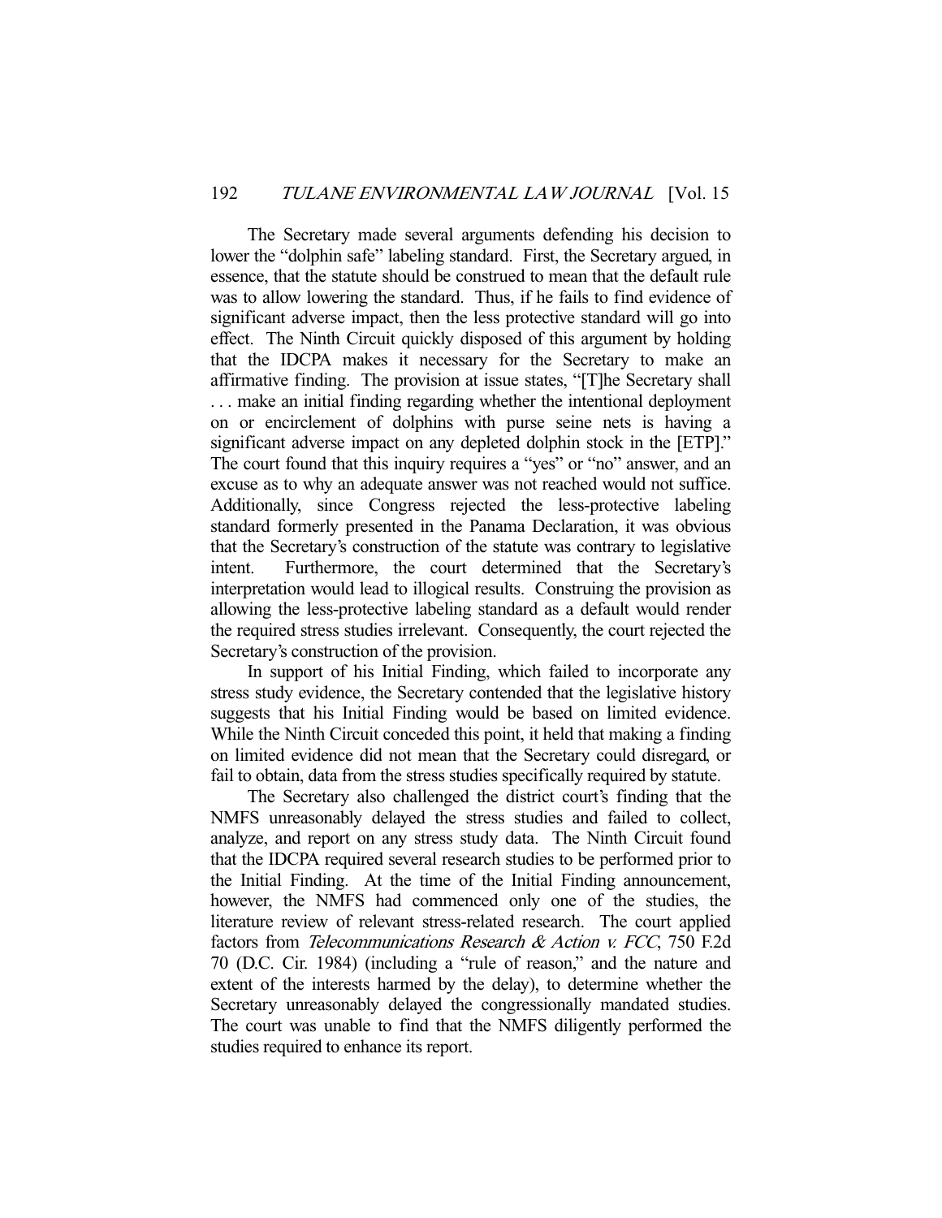The Secretary made several arguments defending his decision to lower the "dolphin safe" labeling standard. First, the Secretary argued, in essence, that the statute should be construed to mean that the default rule was to allow lowering the standard. Thus, if he fails to find evidence of significant adverse impact, then the less protective standard will go into effect. The Ninth Circuit quickly disposed of this argument by holding that the IDCPA makes it necessary for the Secretary to make an affirmative finding. The provision at issue states, "[T]he Secretary shall . . . make an initial finding regarding whether the intentional deployment on or encirclement of dolphins with purse seine nets is having a significant adverse impact on any depleted dolphin stock in the [ETP]." The court found that this inquiry requires a "yes" or "no" answer, and an excuse as to why an adequate answer was not reached would not suffice. Additionally, since Congress rejected the less-protective labeling standard formerly presented in the Panama Declaration, it was obvious that the Secretary's construction of the statute was contrary to legislative intent. Furthermore, the court determined that the Secretary's interpretation would lead to illogical results. Construing the provision as allowing the less-protective labeling standard as a default would render the required stress studies irrelevant. Consequently, the court rejected the Secretary's construction of the provision.

In support of his Initial Finding, which failed to incorporate any stress study evidence, the Secretary contended that the legislative history suggests that his Initial Finding would be based on limited evidence. While the Ninth Circuit conceded this point, it held that making a finding on limited evidence did not mean that the Secretary could disregard, or fail to obtain, data from the stress studies specifically required by statute.

The Secretary also challenged the district court's finding that the NMFS unreasonably delayed the stress studies and failed to collect, analyze, and report on any stress study data. The Ninth Circuit found that the IDCPA required several research studies to be performed prior to the Initial Finding. At the time of the Initial Finding announcement, however, the NMFS had commenced only one of the studies, the literature review of relevant stress-related research. The court applied factors from *Telecommunications Research & Action v. FCC*, 750 F.2d 70 (D.C. Cir. 1984) (including a "rule of reason," and the nature and extent of the interests harmed by the delay), to determine whether the Secretary unreasonably delayed the congressionally mandated studies. The court was unable to find that the NMFS diligently performed the studies required to enhance its report.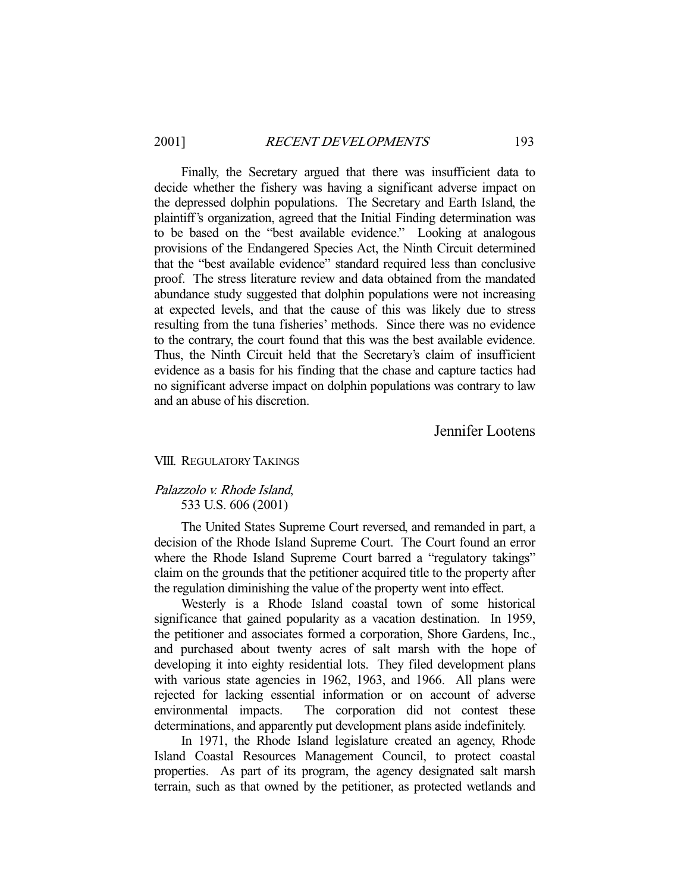Finally, the Secretary argued that there was insufficient data to decide whether the fishery was having a significant adverse impact on the depressed dolphin populations. The Secretary and Earth Island, the plaintiff's organization, agreed that the Initial Finding determination was to be based on the "best available evidence." Looking at analogous provisions of the Endangered Species Act, the Ninth Circuit determined that the "best available evidence" standard required less than conclusive proof. The stress literature review and data obtained from the mandated abundance study suggested that dolphin populations were not increasing at expected levels, and that the cause of this was likely due to stress resulting from the tuna fisheries' methods. Since there was no evidence to the contrary, the court found that this was the best available evidence. Thus, the Ninth Circuit held that the Secretary's claim of insufficient evidence as a basis for his finding that the chase and capture tactics had no significant adverse impact on dolphin populations was contrary to law and an abuse of his discretion.

Jennifer Lootens

## VIII. REGULATORY TAKINGS

### *Palazzolo v. Rhode Island*, 533 U.S. 606 (2001)

The United States Supreme Court reversed, and remanded in part, a decision of the Rhode Island Supreme Court. The Court found an error where the Rhode Island Supreme Court barred a "regulatory takings" claim on the grounds that the petitioner acquired title to the property after the regulation diminishing the value of the property went into effect.

Westerly is a Rhode Island coastal town of some historical significance that gained popularity as a vacation destination. In 1959, the petitioner and associates formed a corporation, Shore Gardens, Inc., and purchased about twenty acres of salt marsh with the hope of developing it into eighty residential lots. They filed development plans with various state agencies in 1962, 1963, and 1966. All plans were rejected for lacking essential information or on account of adverse environmental impacts. The corporation did not contest these determinations, and apparently put development plans aside indefinitely.

In 1971, the Rhode Island legislature created an agency, Rhode Island Coastal Resources Management Council, to protect coastal properties. As part of its program, the agency designated salt marsh terrain, such as that owned by the petitioner, as protected wetlands and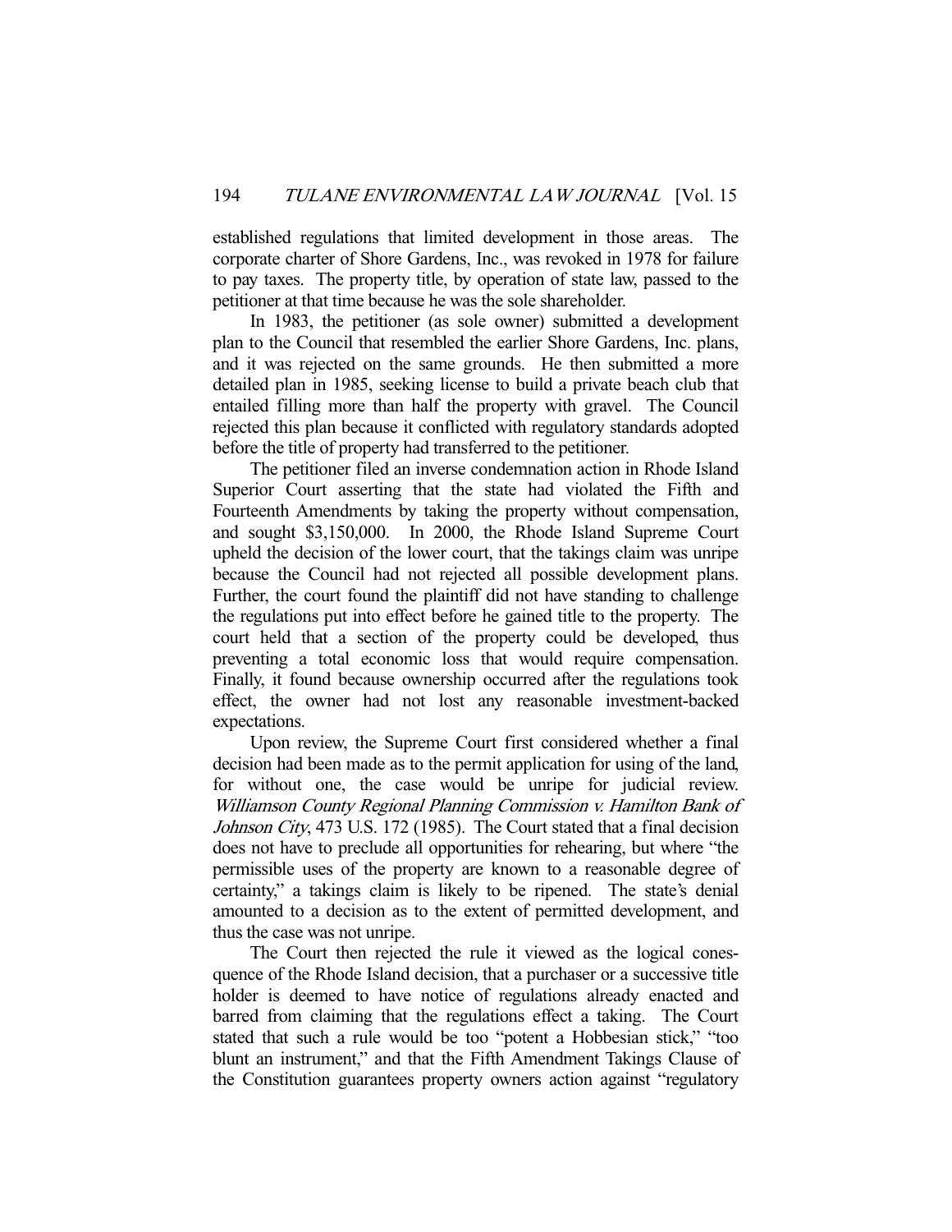established regulations that limited development in those areas. The corporate charter of Shore Gardens, Inc., was revoked in 1978 for failure to pay taxes. The property title, by operation of state law, passed to the petitioner at that time because he was the sole shareholder.

In 1983, the petitioner (as sole owner) submitted a development plan to the Council that resembled the earlier Shore Gardens, Inc. plans, and it was rejected on the same grounds. He then submitted a more detailed plan in 1985, seeking license to build a private beach club that entailed filling more than half the property with gravel. The Council rejected this plan because it conflicted with regulatory standards adopted before the title of property had transferred to the petitioner.

The petitioner filed an inverse condemnation action in Rhode Island Superior Court asserting that the state had violated the Fifth and Fourteenth Amendments by taking the property without compensation, and sought $3,150,000. In 2000, the Rhode Island Supreme Court upheld the decision of the lower court, that the takings claim was unripe because the Council had not rejected all possible development plans. Further, the court found the plaintiff did not have standing to challenge the regulations put into effect before he gained title to the property. The court held that a section of the property could be developed, thus preventing a total economic loss that would require compensation. Finally, it found because ownership occurred after the regulations took effect, the owner had not lost any reasonable investment-backed expectations.

Upon review, the Supreme Court first considered whether a final decision had been made as to the permit application for using of the land, for without one, the case would be unripe for judicial review. *Williamson County Regional Planning Commission v. Hamilton Bank of Johnson City*, 473 U.S. 172 (1985). The Court stated that a final decision does not have to preclude all opportunities for rehearing, but where "the permissible uses of the property are known to a reasonable degree of certainty," a takings claim is likely to be ripened. The state's denial amounted to a decision as to the extent of permitted development, and thus the case was not unripe.

The Court then rejected the rule it viewed as the logical consequence of the Rhode Island decision, that a purchaser or a successive title holder is deemed to have notice of regulations already enacted and barred from claiming that the regulations effect a taking. The Court stated that such a rule would be too "potent a Hobbesian stick," "too blunt an instrument," and that the Fifth Amendment Takings Clause of the Constitution guarantees property owners action against "regulatory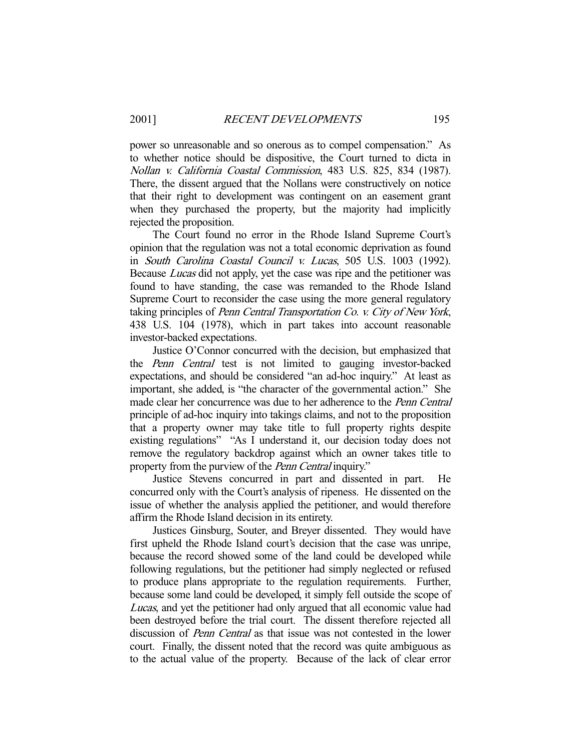power so unreasonable and so onerous as to compel compensation." As to whether notice should be dispositive, the Court turned to dicta in *Nollan v. California Coastal Commission*, 483 U.S. 825, 834 (1987). There, the dissent argued that the Nollans were constructively on notice that their right to development was contingent on an easement grant when they purchased the property, but the majority had implicitly rejected the proposition.

The Court found no error in the Rhode Island Supreme Court's opinion that the regulation was not a total economic deprivation as found in *South Carolina Coastal Council v. Lucas*, 505 U.S. 1003 (1992). Because *Lucas* did not apply, yet the case was ripe and the petitioner was found to have standing, the case was remanded to the Rhode Island Supreme Court to reconsider the case using the more general regulatory taking principles of *Penn Central Transportation Co. v. City of New York*, 438 U.S. 104 (1978), which in part takes into account reasonable investor-backed expectations.

Justice O'Connor concurred with the decision, but emphasized that the *Penn Central* test is not limited to gauging investor-backed expectations, and should be considered "an ad-hoc inquiry." At least as important, she added, is "the character of the governmental action." She made clear her concurrence was due to her adherence to the *Penn Central* principle of ad-hoc inquiry into takings claims, and not to the proposition that a property owner may take title to full property rights despite existing regulations" "As I understand it, our decision today does not remove the regulatory backdrop against which an owner takes title to property from the purview of the *Penn Central* inquiry."

Justice Stevens concurred in part and dissented in part. He concurred only with the Court's analysis of ripeness. He dissented on the issue of whether the analysis applied the petitioner, and would therefore affirm the Rhode Island decision in its entirety.

Justices Ginsburg, Souter, and Breyer dissented. They would have first upheld the Rhode Island court's decision that the case was unripe, because the record showed some of the land could be developed while following regulations, but the petitioner had simply neglected or refused to produce plans appropriate to the regulation requirements. Further, because some land could be developed, it simply fell outside the scope of *Lucas*, and yet the petitioner had only argued that all economic value had been destroyed before the trial court. The dissent therefore rejected all discussion of *Penn Central* as that issue was not contested in the lower court. Finally, the dissent noted that the record was quite ambiguous as to the actual value of the property. Because of the lack of clear error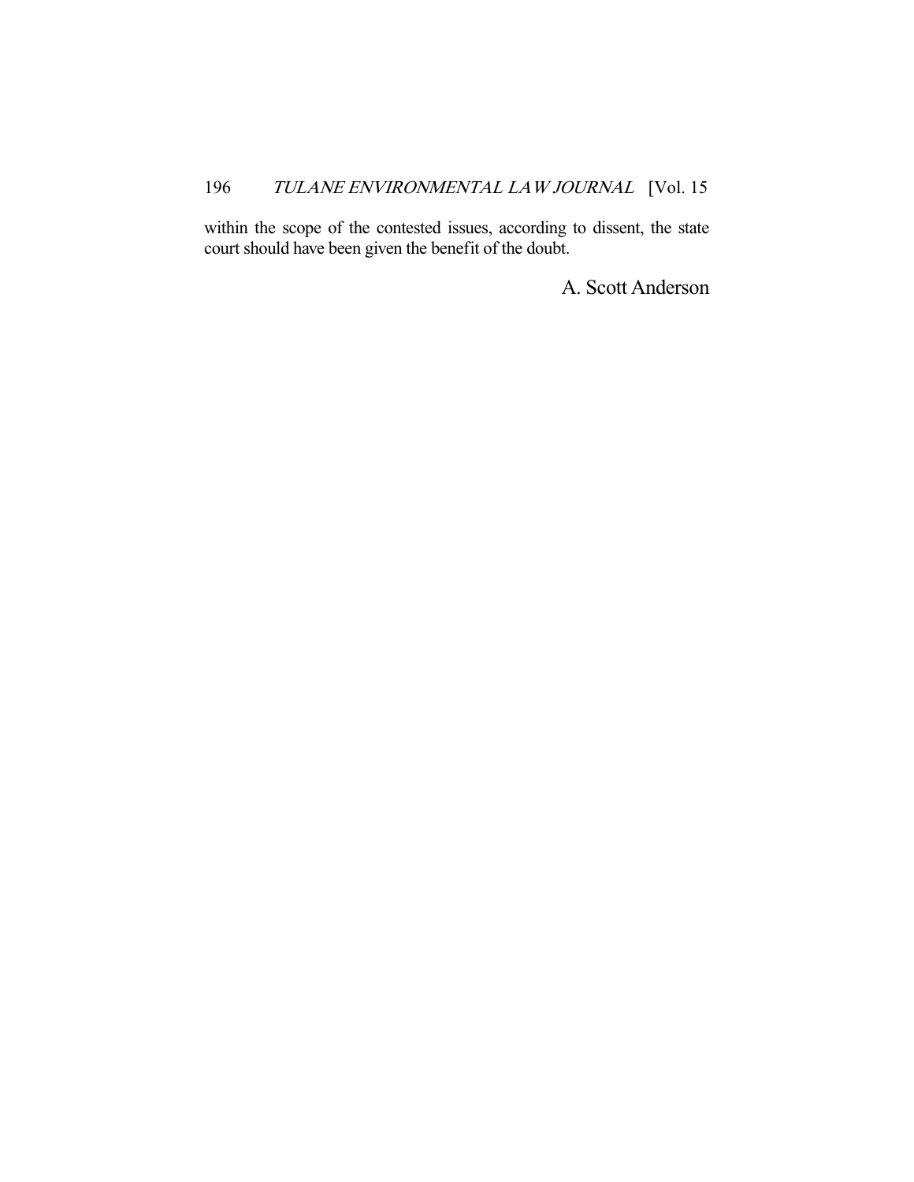within the scope of the contested issues, according to dissent, the state court should have been given the benefit of the doubt.

A. Scott Anderson